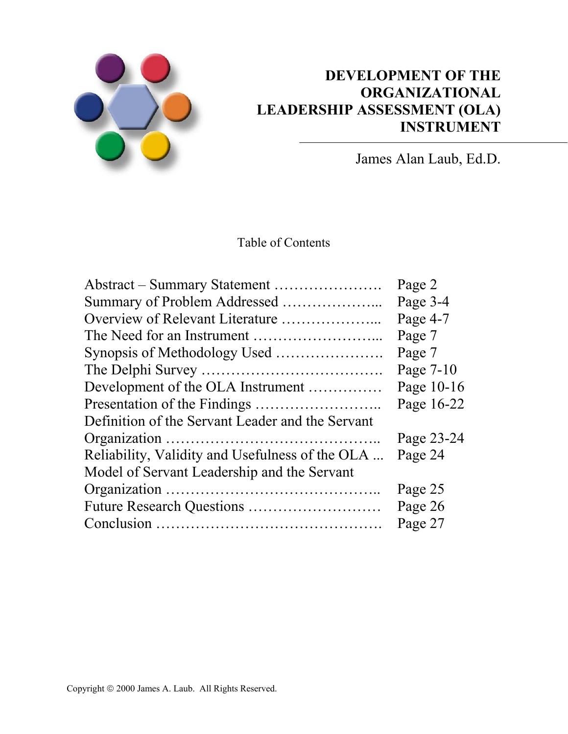# DEVELOPMENT OF THE ORGANIZATIONAL LEADERSHIP ASSESSMENT (OLA) INSTRUMENT

James Alan Laub, Ed.D.

Table of Contents

| | |
|---|---|
| Abstract – Summary Statement …………………. | Page 2 |
| Summary of Problem Addressed ………………... | Page 3-4 |
| Overview of Relevant Literature ………………... | Page 4-7 |
| The Need for an Instrument ……………………... | Page 7 |
| Synopsis of Methodology Used …………………. | Page 7 |
| The Delphi Survey ………………………………. | Page 7-10 |
| Development of the OLA Instrument …………… | Page 10-16 |
| Presentation of the Findings …………………….. | Page 16-22 |
| Definition of the Servant Leader and the Servant Organization …………………………………….. | Page 23-24 |
| Reliability, Validity and Usefulness of the OLA ... | Page 24 |
| Model of Servant Leadership and the Servant Organization …………………………………….. | Page 25 |
| Future Research Questions ……………………… | Page 26 |
| Conclusion ………………………………………. | Page 27 |

Copyright © 2000 James A. Laub. All Rights Reserved.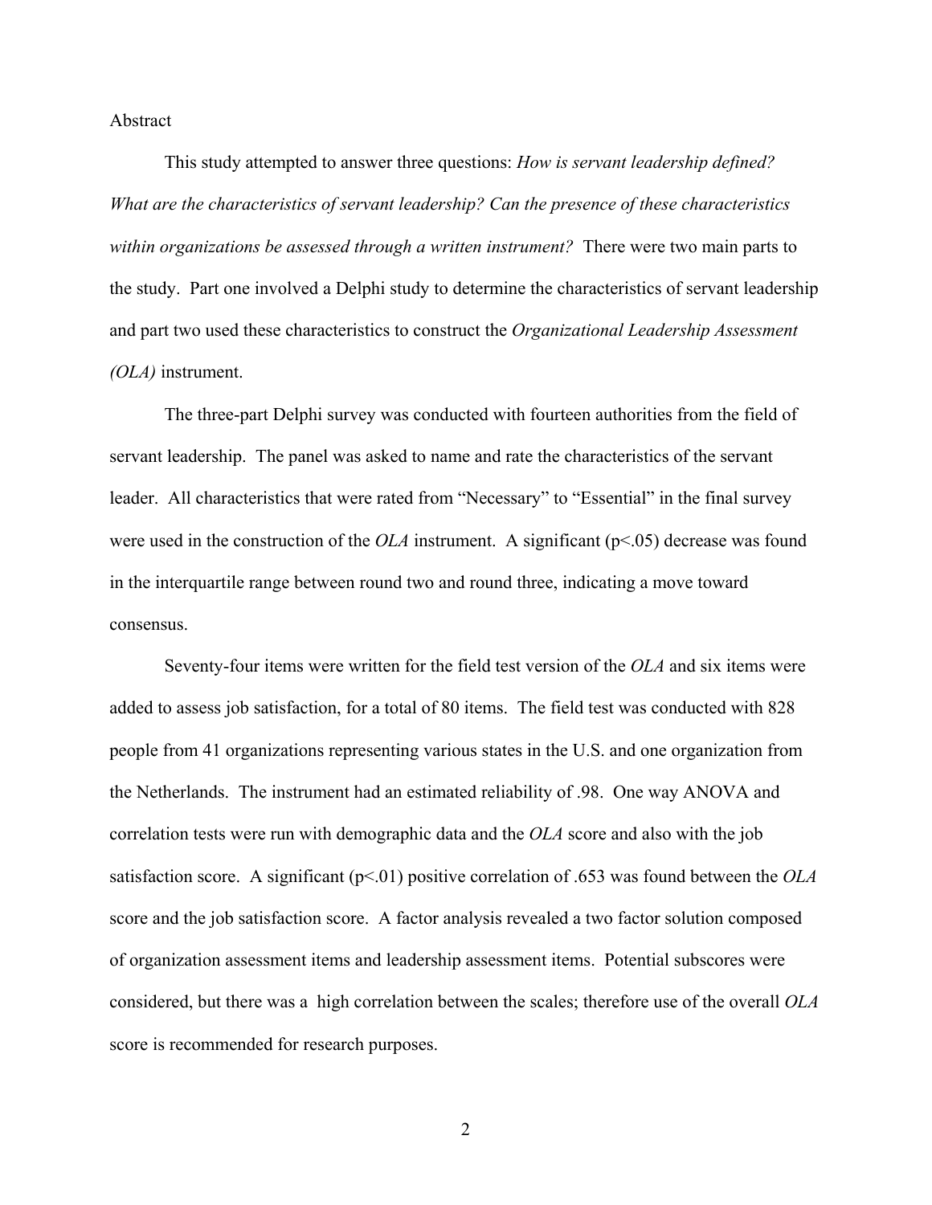## Abstract

This study attempted to answer three questions: *How is servant leadership defined? What are the characteristics of servant leadership? Can the presence of these characteristics within organizations be assessed through a written instrument?* There were two main parts to the study. Part one involved a Delphi study to determine the characteristics of servant leadership and part two used these characteristics to construct the *Organizational Leadership Assessment (OLA)* instrument.

The three-part Delphi survey was conducted with fourteen authorities from the field of servant leadership. The panel was asked to name and rate the characteristics of the servant leader. All characteristics that were rated from "Necessary" to "Essential" in the final survey were used in the construction of the *OLA* instrument. A significant ($p<.05$) decrease was found in the interquartile range between round two and round three, indicating a move toward consensus.

Seventy-four items were written for the field test version of the *OLA* and six items were added to assess job satisfaction, for a total of 80 items. The field test was conducted with 828 people from 41 organizations representing various states in the U.S. and one organization from the Netherlands. The instrument had an estimated reliability of .98. One way ANOVA and correlation tests were run with demographic data and the *OLA* score and also with the job satisfaction score. A significant ($p<.01$) positive correlation of .653 was found between the *OLA* score and the job satisfaction score. A factor analysis revealed a two factor solution composed of organization assessment items and leadership assessment items. Potential subscores were considered, but there was a high correlation between the scales; therefore use of the overall *OLA* score is recommended for research purposes.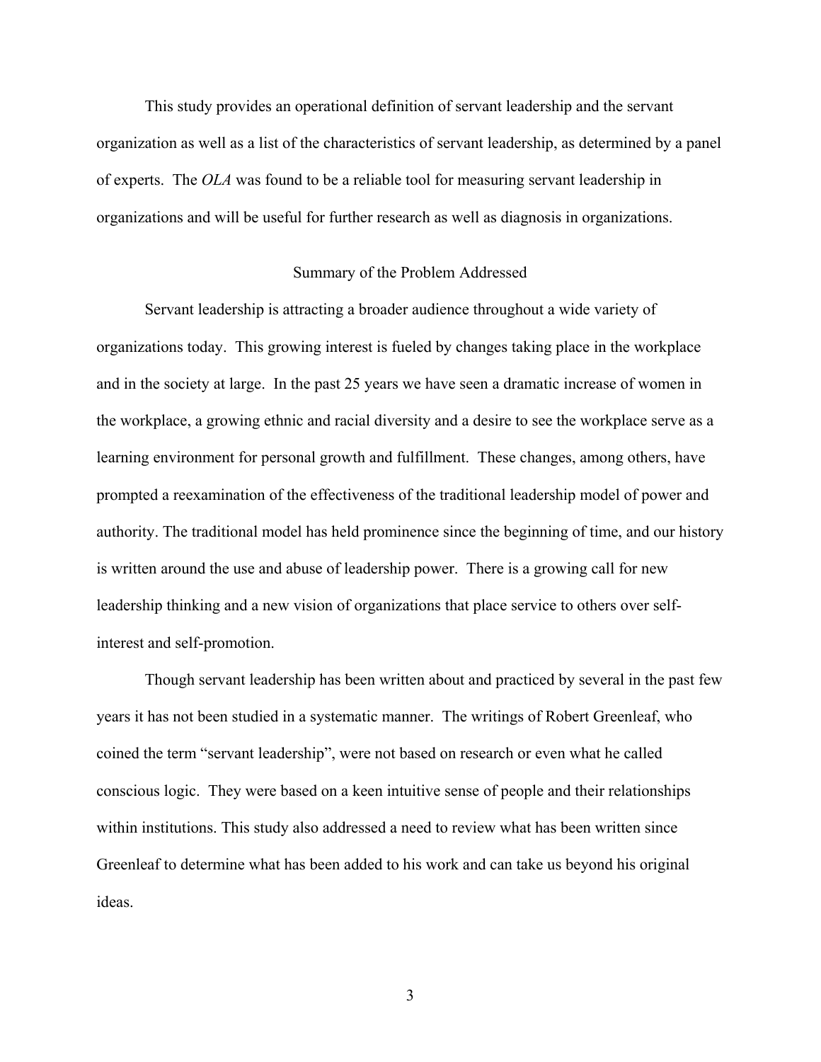This study provides an operational definition of servant leadership and the servant organization as well as a list of the characteristics of servant leadership, as determined by a panel of experts. The *OLA* was found to be a reliable tool for measuring servant leadership in organizations and will be useful for further research as well as diagnosis in organizations.

## Summary of the Problem Addressed

Servant leadership is attracting a broader audience throughout a wide variety of organizations today. This growing interest is fueled by changes taking place in the workplace and in the society at large. In the past 25 years we have seen a dramatic increase of women in the workplace, a growing ethnic and racial diversity and a desire to see the workplace serve as a learning environment for personal growth and fulfillment. These changes, among others, have prompted a reexamination of the effectiveness of the traditional leadership model of power and authority. The traditional model has held prominence since the beginning of time, and our history is written around the use and abuse of leadership power. There is a growing call for new leadership thinking and a new vision of organizations that place service to others over self-interest and self-promotion.

Though servant leadership has been written about and practiced by several in the past few years it has not been studied in a systematic manner. The writings of Robert Greenleaf, who coined the term "servant leadership", were not based on research or even what he called conscious logic. They were based on a keen intuitive sense of people and their relationships within institutions. This study also addressed a need to review what has been written since Greenleaf to determine what has been added to his work and can take us beyond his original ideas.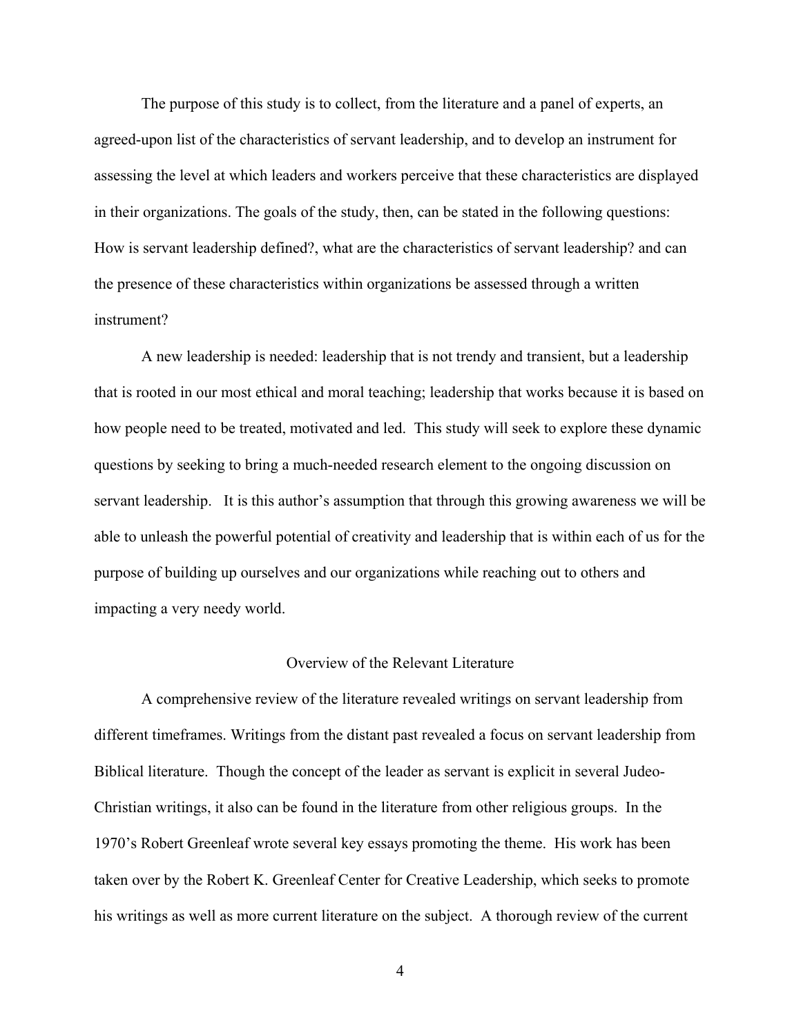The purpose of this study is to collect, from the literature and a panel of experts, an agreed-upon list of the characteristics of servant leadership, and to develop an instrument for assessing the level at which leaders and workers perceive that these characteristics are displayed in their organizations. The goals of the study, then, can be stated in the following questions: How is servant leadership defined?, what are the characteristics of servant leadership? and can the presence of these characteristics within organizations be assessed through a written instrument?

A new leadership is needed: leadership that is not trendy and transient, but a leadership that is rooted in our most ethical and moral teaching; leadership that works because it is based on how people need to be treated, motivated and led. This study will seek to explore these dynamic questions by seeking to bring a much-needed research element to the ongoing discussion on servant leadership. It is this author's assumption that through this growing awareness we will be able to unleash the powerful potential of creativity and leadership that is within each of us for the purpose of building up ourselves and our organizations while reaching out to others and impacting a very needy world.

## Overview of the Relevant Literature

A comprehensive review of the literature revealed writings on servant leadership from different timeframes. Writings from the distant past revealed a focus on servant leadership from Biblical literature. Though the concept of the leader as servant is explicit in several Judeo-Christian writings, it also can be found in the literature from other religious groups. In the 1970's Robert Greenleaf wrote several key essays promoting the theme. His work has been taken over by the Robert K. Greenleaf Center for Creative Leadership, which seeks to promote his writings as well as more current literature on the subject. A thorough review of the current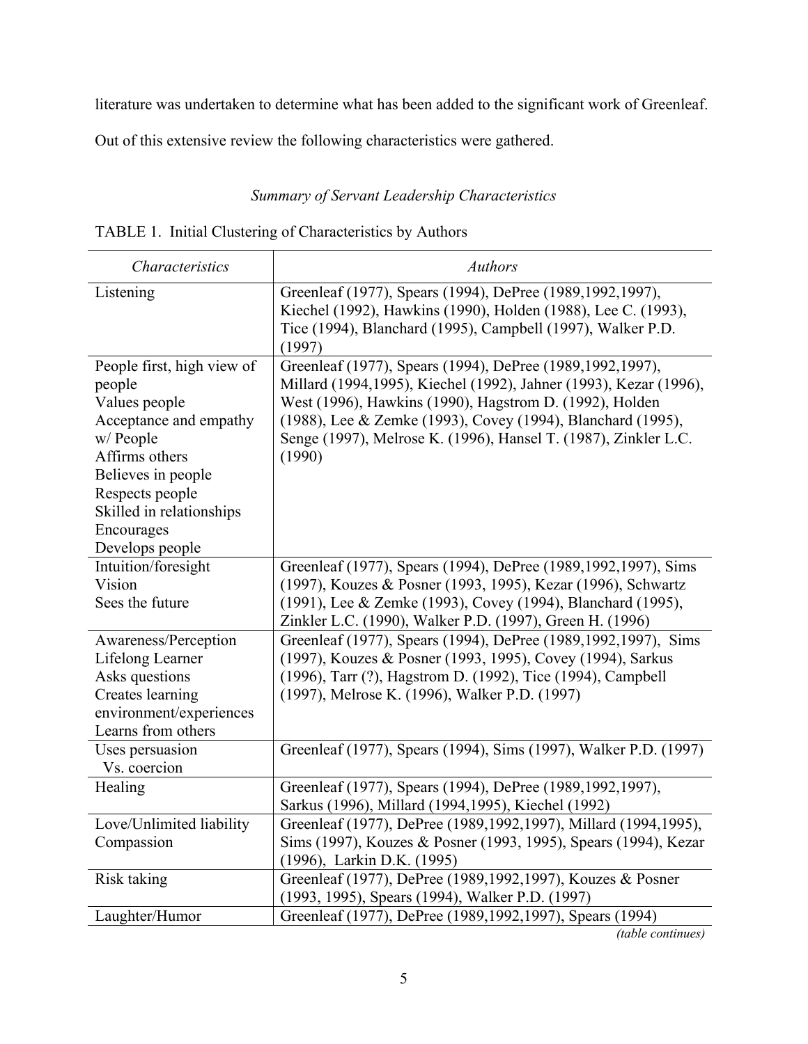literature was undertaken to determine what has been added to the significant work of Greenleaf. Out of this extensive review the following characteristics were gathered.

*Summary of Servant Leadership Characteristics*

TABLE 1. Initial Clustering of Characteristics by Authors

| *Characteristics* | *Authors* |
|---|---|
| Listening | Greenleaf (1977), Spears (1994), DePree (1989,1992,1997), Kiechel (1992), Hawkins (1990), Holden (1988), Lee C. (1993), Tice (1994), Blanchard (1995), Campbell (1997), Walker P.D. (1997) |
| People first, high view of people<br>Values people<br>Acceptance and empathy w/ People<br>Affirms others<br>Believes in people<br>Respects people<br>Skilled in relationships<br>Encourages<br>Develops people | Greenleaf (1977), Spears (1994), DePree (1989,1992,1997), Millard (1994,1995), Kiechel (1992), Jahner (1993), Kezar (1996), West (1996), Hawkins (1990), Hagstrom D. (1992), Holden (1988), Lee & Zemke (1993), Covey (1994), Blanchard (1995), Senge (1997), Melrose K. (1996), Hansel T. (1987), Zinkler L.C. (1990) |
| Intuition/foresight<br>Vision<br>Sees the future | Greenleaf (1977), Spears (1994), DePree (1989,1992,1997), Sims (1997), Kouzes & Posner (1993, 1995), Kezar (1996), Schwartz (1991), Lee & Zemke (1993), Covey (1994), Blanchard (1995), Zinkler L.C. (1990), Walker P.D. (1997), Green H. (1996) |
| Awareness/Perception<br>Lifelong Learner<br>Asks questions<br>Creates learning environment/experiences<br>Learns from others | Greenleaf (1977), Spears (1994), DePree (1989,1992,1997), Sims (1997), Kouzes & Posner (1993, 1995), Covey (1994), Sarkus (1996), Tarr (?), Hagstrom D. (1992), Tice (1994), Campbell (1997), Melrose K. (1996), Walker P.D. (1997) |
| Uses persuasion Vs. coercion | Greenleaf (1977), Spears (1994), Sims (1997), Walker P.D. (1997) |
| Healing | Greenleaf (1977), Spears (1994), DePree (1989,1992,1997), Sarkus (1996), Millard (1994,1995), Kiechel (1992) |
| Love/Unlimited liability<br>Compassion | Greenleaf (1977), DePree (1989,1992,1997), Millard (1994,1995), Sims (1997), Kouzes & Posner (1993, 1995), Spears (1994), Kezar (1996), Larkin D.K. (1995) |
| Risk taking | Greenleaf (1977), DePree (1989,1992,1997), Kouzes & Posner (1993, 1995), Spears (1994), Walker P.D. (1997) |
| Laughter/Humor | Greenleaf (1977), DePree (1989,1992,1997), Spears (1994) |

*(table continues)*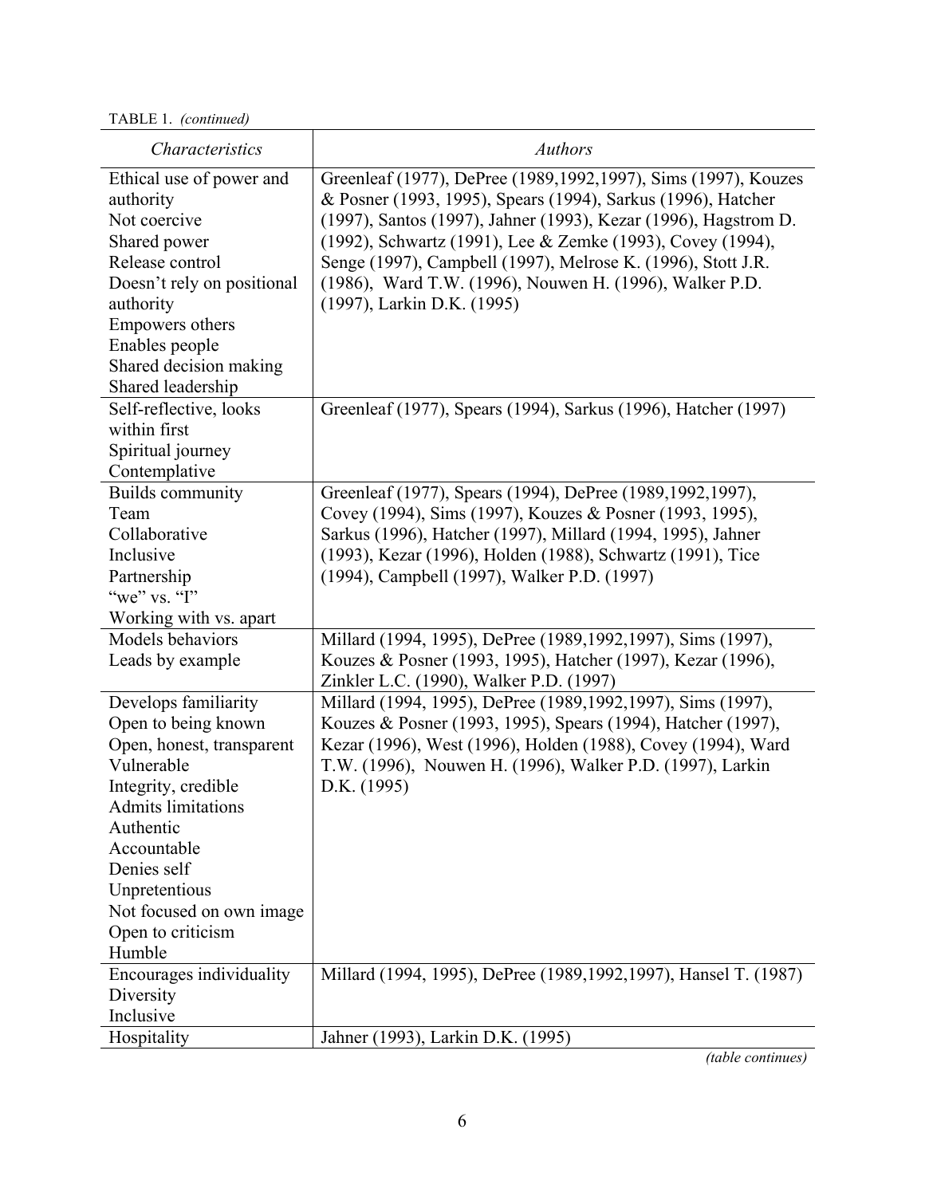TABLE 1. *(continued)*

| *Characteristics* | *Authors* |
|---|---|
| Ethical use of power and authority<br>Not coercive<br>Shared power<br>Release control<br>Doesn't rely on positional authority<br>Empowers others<br>Enables people<br>Shared decision making<br>Shared leadership | Greenleaf (1977), DePree (1989,1992,1997), Sims (1997), Kouzes & Posner (1993, 1995), Spears (1994), Sarkus (1996), Hatcher (1997), Santos (1997), Jahner (1993), Kezar (1996), Hagstrom D. (1992), Schwartz (1991), Lee & Zemke (1993), Covey (1994), Senge (1997), Campbell (1997), Melrose K. (1996), Stott J.R. (1986), Ward T.W. (1996), Nouwen H. (1996), Walker P.D. (1997), Larkin D.K. (1995) |
| Self-reflective, looks within first<br>Spiritual journey<br>Contemplative | Greenleaf (1977), Spears (1994), Sarkus (1996), Hatcher (1997) |
| Builds community<br>Team<br>Collaborative<br>Inclusive<br>Partnership<br>"we" vs. "I"<br>Working with vs. apart | Greenleaf (1977), Spears (1994), DePree (1989,1992,1997), Covey (1994), Sims (1997), Kouzes & Posner (1993, 1995), Sarkus (1996), Hatcher (1997), Millard (1994, 1995), Jahner (1993), Kezar (1996), Holden (1988), Schwartz (1991), Tice (1994), Campbell (1997), Walker P.D. (1997) |
| Models behaviors<br>Leads by example | Millard (1994, 1995), DePree (1989,1992,1997), Sims (1997), Kouzes & Posner (1993, 1995), Hatcher (1997), Kezar (1996), Zinkler L.C. (1990), Walker P.D. (1997) |
| Develops familiarity<br>Open to being known<br>Open, honest, transparent<br>Vulnerable<br>Integrity, credible<br>Admits limitations<br>Authentic<br>Accountable<br>Denies self<br>Unpretentious<br>Not focused on own image<br>Open to criticism<br>Humble | Millard (1994, 1995), DePree (1989,1992,1997), Sims (1997), Kouzes & Posner (1993, 1995), Spears (1994), Hatcher (1997), Kezar (1996), West (1996), Holden (1988), Covey (1994), Ward T.W. (1996), Nouwen H. (1996), Walker P.D. (1997), Larkin D.K. (1995) |
| Encourages individuality<br>Diversity<br>Inclusive | Millard (1994, 1995), DePree (1989,1992,1997), Hansel T. (1987) |
| Hospitality | Jahner (1993), Larkin D.K. (1995) |

*(table continues)*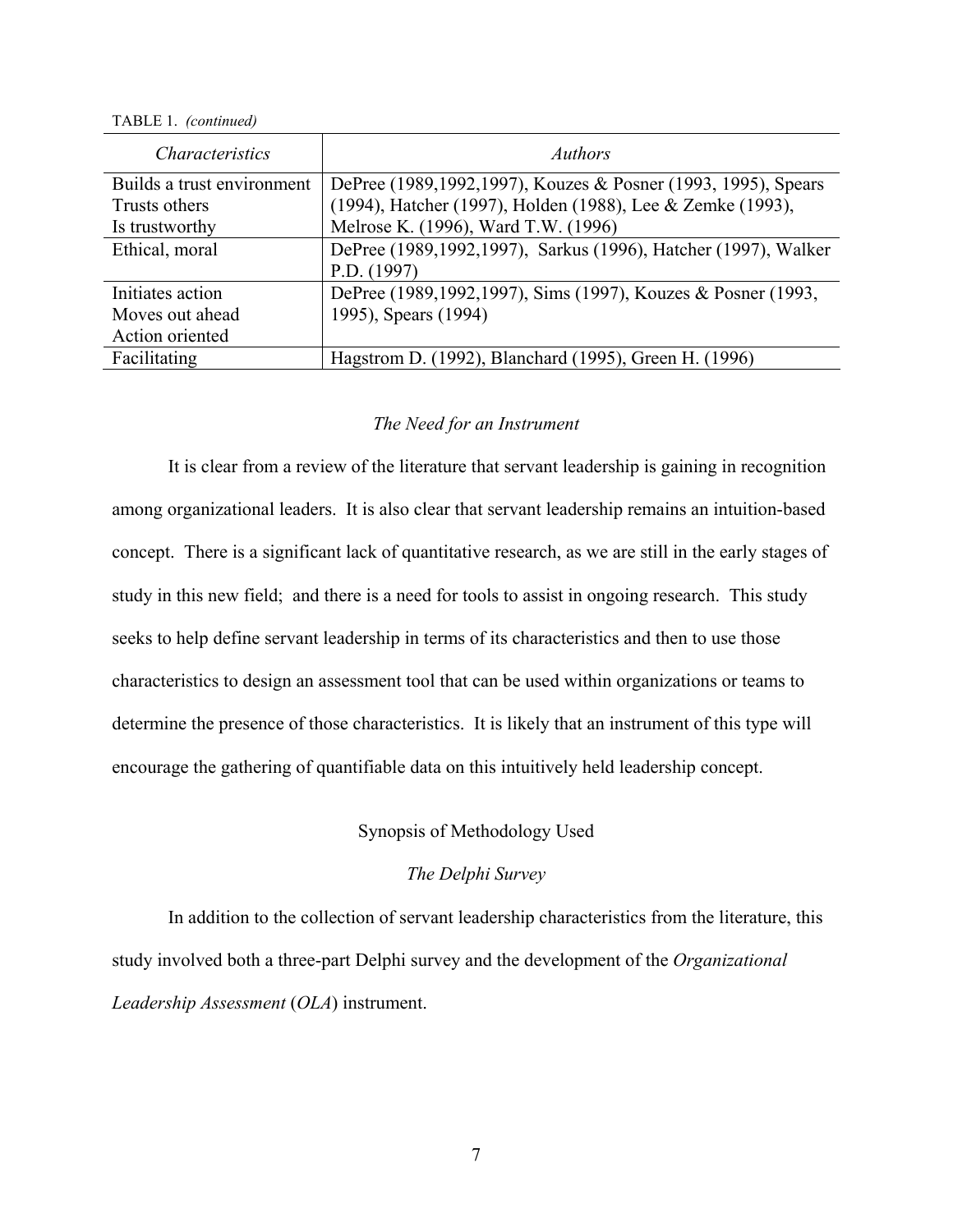TABLE 1. *(continued)*

| *Characteristics* | *Authors* |
| --- | --- |
| Builds a trust environment<br>Trusts others<br>Is trustworthy | DePree (1989,1992,1997), Kouzes & Posner (1993, 1995), Spears (1994), Hatcher (1997), Holden (1988), Lee & Zemke (1993), Melrose K. (1996), Ward T.W. (1996) |
| Ethical, moral | DePree (1989,1992,1997), Sarkus (1996), Hatcher (1997), Walker P.D. (1997) |
| Initiates action<br>Moves out ahead<br>Action oriented | DePree (1989,1992,1997), Sims (1997), Kouzes & Posner (1993, 1995), Spears (1994) |
| Facilitating | Hagstrom D. (1992), Blanchard (1995), Green H. (1996) |

### *The Need for an Instrument*

It is clear from a review of the literature that servant leadership is gaining in recognition among organizational leaders. It is also clear that servant leadership remains an intuition-based concept. There is a significant lack of quantitative research, as we are still in the early stages of study in this new field; and there is a need for tools to assist in ongoing research. This study seeks to help define servant leadership in terms of its characteristics and then to use those characteristics to design an assessment tool that can be used within organizations or teams to determine the presence of those characteristics. It is likely that an instrument of this type will encourage the gathering of quantifiable data on this intuitively held leadership concept.

## Synopsis of Methodology Used

### *The Delphi Survey*

In addition to the collection of servant leadership characteristics from the literature, this study involved both a three-part Delphi survey and the development of the *Organizational Leadership Assessment* (*OLA*) instrument.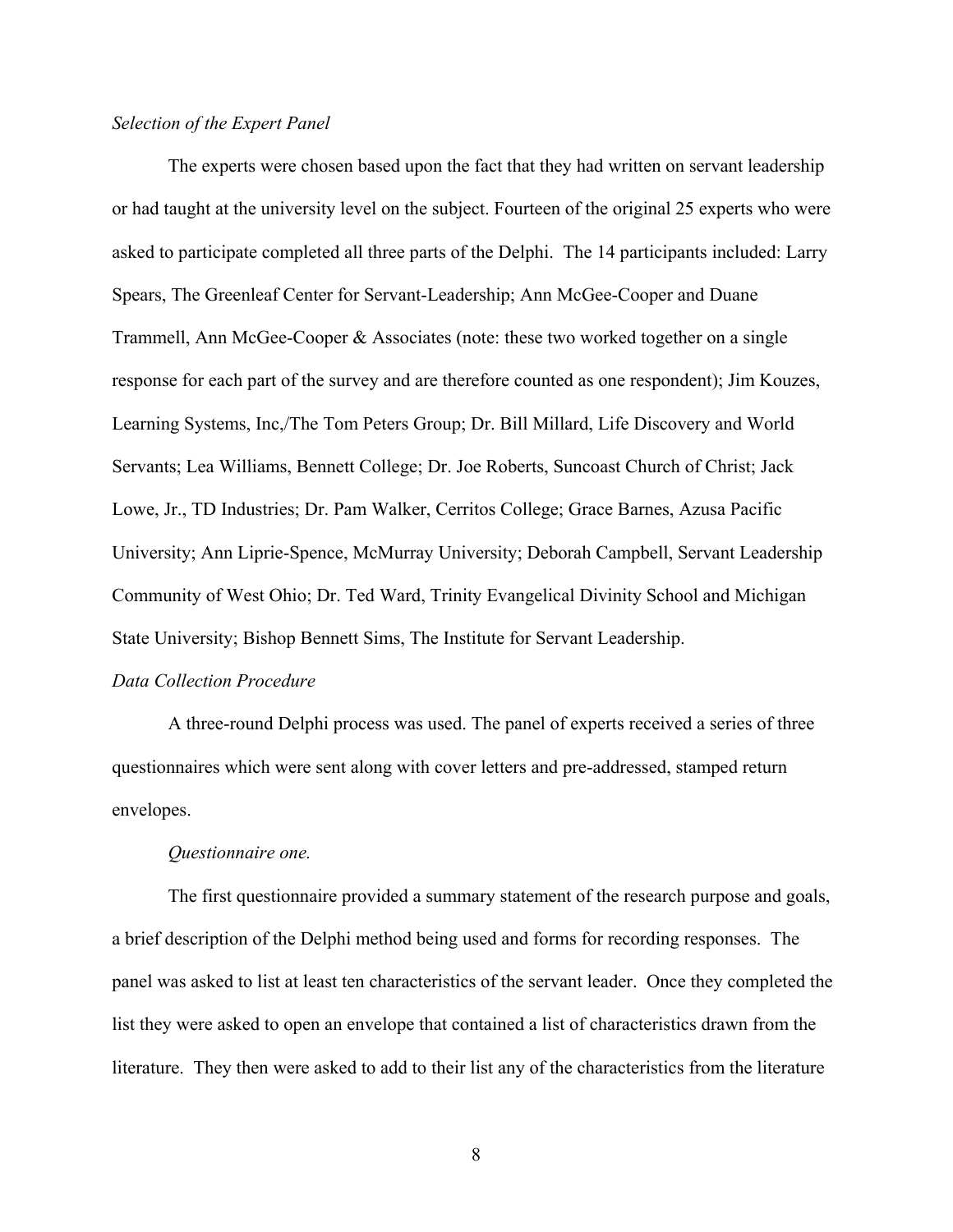*Selection of the Expert Panel*

The experts were chosen based upon the fact that they had written on servant leadership or had taught at the university level on the subject. Fourteen of the original 25 experts who were asked to participate completed all three parts of the Delphi. The 14 participants included: Larry Spears, The Greenleaf Center for Servant-Leadership; Ann McGee-Cooper and Duane Trammell, Ann McGee-Cooper & Associates (note: these two worked together on a single response for each part of the survey and are therefore counted as one respondent); Jim Kouzes, Learning Systems, Inc,/The Tom Peters Group; Dr. Bill Millard, Life Discovery and World Servants; Lea Williams, Bennett College; Dr. Joe Roberts, Suncoast Church of Christ; Jack Lowe, Jr., TD Industries; Dr. Pam Walker, Cerritos College; Grace Barnes, Azusa Pacific University; Ann Liprie-Spence, McMurray University; Deborah Campbell, Servant Leadership Community of West Ohio; Dr. Ted Ward, Trinity Evangelical Divinity School and Michigan State University; Bishop Bennett Sims, The Institute for Servant Leadership.

*Data Collection Procedure*

A three-round Delphi process was used. The panel of experts received a series of three questionnaires which were sent along with cover letters and pre-addressed, stamped return envelopes.

*Questionnaire one.*

The first questionnaire provided a summary statement of the research purpose and goals, a brief description of the Delphi method being used and forms for recording responses. The panel was asked to list at least ten characteristics of the servant leader. Once they completed the list they were asked to open an envelope that contained a list of characteristics drawn from the literature. They then were asked to add to their list any of the characteristics from the literature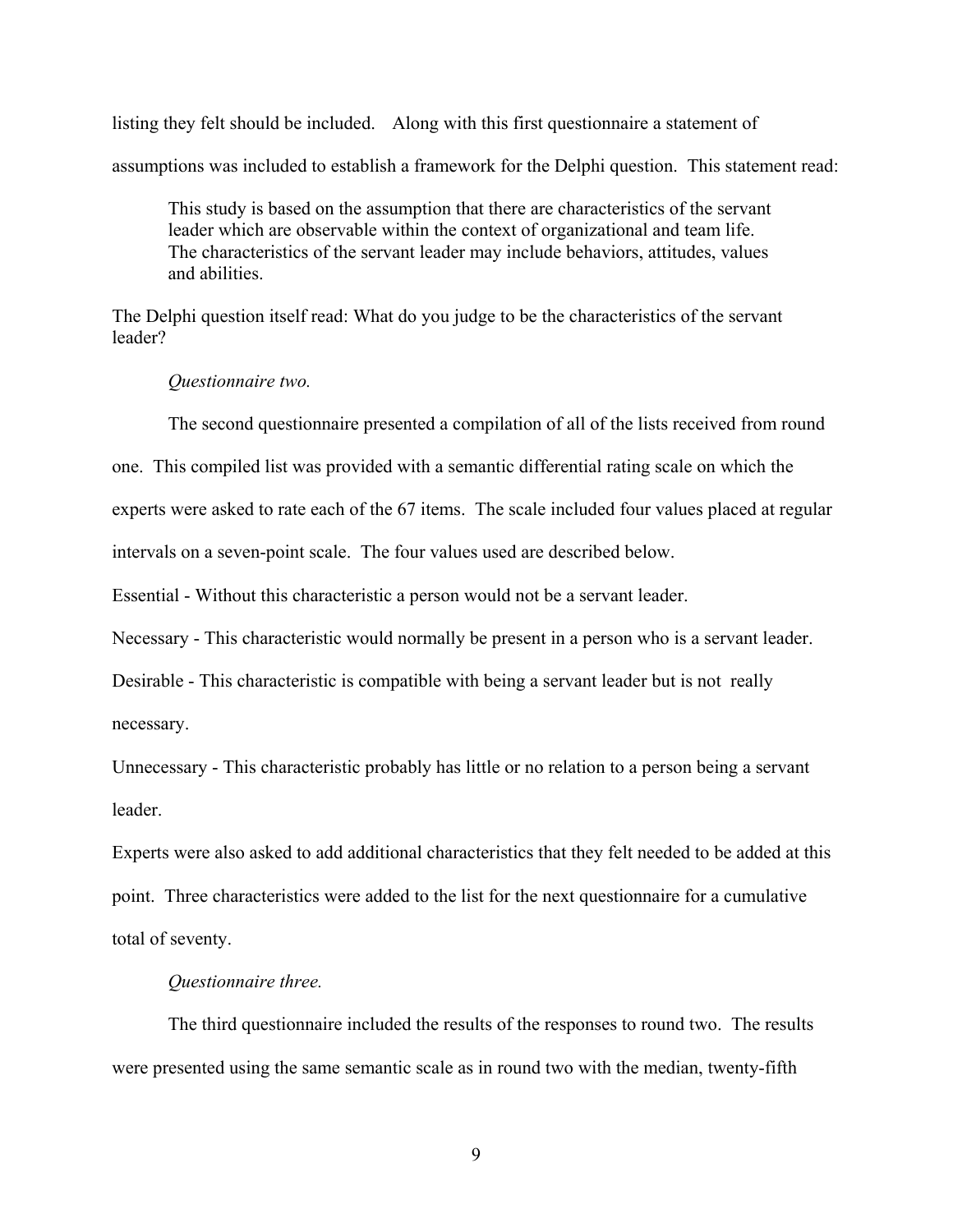listing they felt should be included. Along with this first questionnaire a statement of assumptions was included to establish a framework for the Delphi question. This statement read:

> This study is based on the assumption that there are characteristics of the servant leader which are observable within the context of organizational and team life. The characteristics of the servant leader may include behaviors, attitudes, values and abilities.

The Delphi question itself read: What do you judge to be the characteristics of the servant leader?

*Questionnaire two.*

The second questionnaire presented a compilation of all of the lists received from round one. This compiled list was provided with a semantic differential rating scale on which the experts were asked to rate each of the 67 items. The scale included four values placed at regular intervals on a seven-point scale. The four values used are described below.

Essential - Without this characteristic a person would not be a servant leader.

Necessary - This characteristic would normally be present in a person who is a servant leader.

Desirable - This characteristic is compatible with being a servant leader but is not really necessary.

Unnecessary - This characteristic probably has little or no relation to a person being a servant leader.

Experts were also asked to add additional characteristics that they felt needed to be added at this point. Three characteristics were added to the list for the next questionnaire for a cumulative total of seventy.

*Questionnaire three.*

The third questionnaire included the results of the responses to round two. The results were presented using the same semantic scale as in round two with the median, twenty-fifth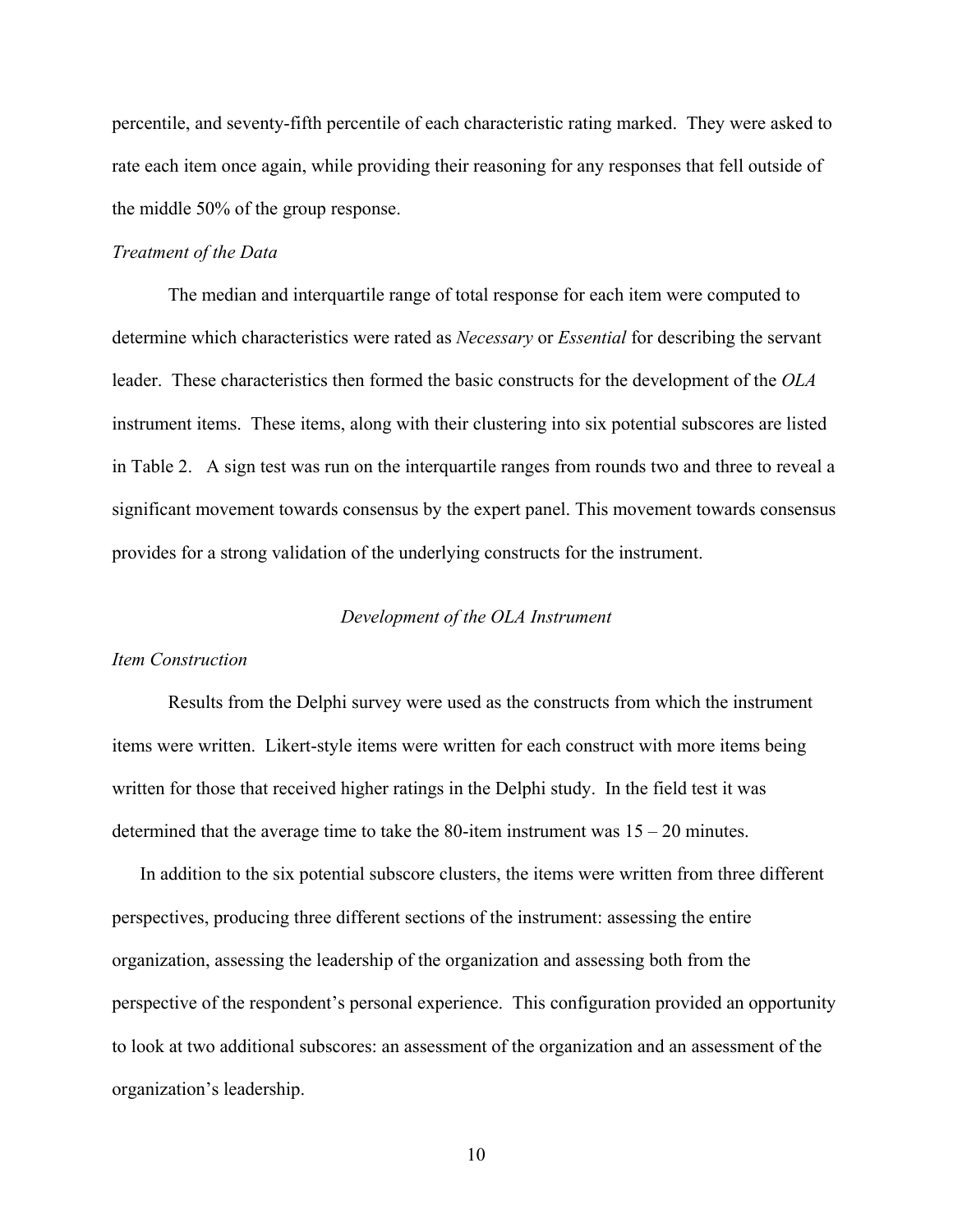percentile, and seventy-fifth percentile of each characteristic rating marked. They were asked to rate each item once again, while providing their reasoning for any responses that fell outside of the middle 50% of the group response.

*Treatment of the Data*

The median and interquartile range of total response for each item were computed to determine which characteristics were rated as *Necessary* or *Essential* for describing the servant leader. These characteristics then formed the basic constructs for the development of the *OLA* instrument items. These items, along with their clustering into six potential subscores are listed in Table 2. A sign test was run on the interquartile ranges from rounds two and three to reveal a significant movement towards consensus by the expert panel. This movement towards consensus provides for a strong validation of the underlying constructs for the instrument.

## *Development of the OLA Instrument*

*Item Construction*

Results from the Delphi survey were used as the constructs from which the instrument items were written. Likert-style items were written for each construct with more items being written for those that received higher ratings in the Delphi study. In the field test it was determined that the average time to take the 80-item instrument was 15 – 20 minutes.

In addition to the six potential subscore clusters, the items were written from three different perspectives, producing three different sections of the instrument: assessing the entire organization, assessing the leadership of the organization and assessing both from the perspective of the respondent's personal experience. This configuration provided an opportunity to look at two additional subscores: an assessment of the organization and an assessment of the organization's leadership.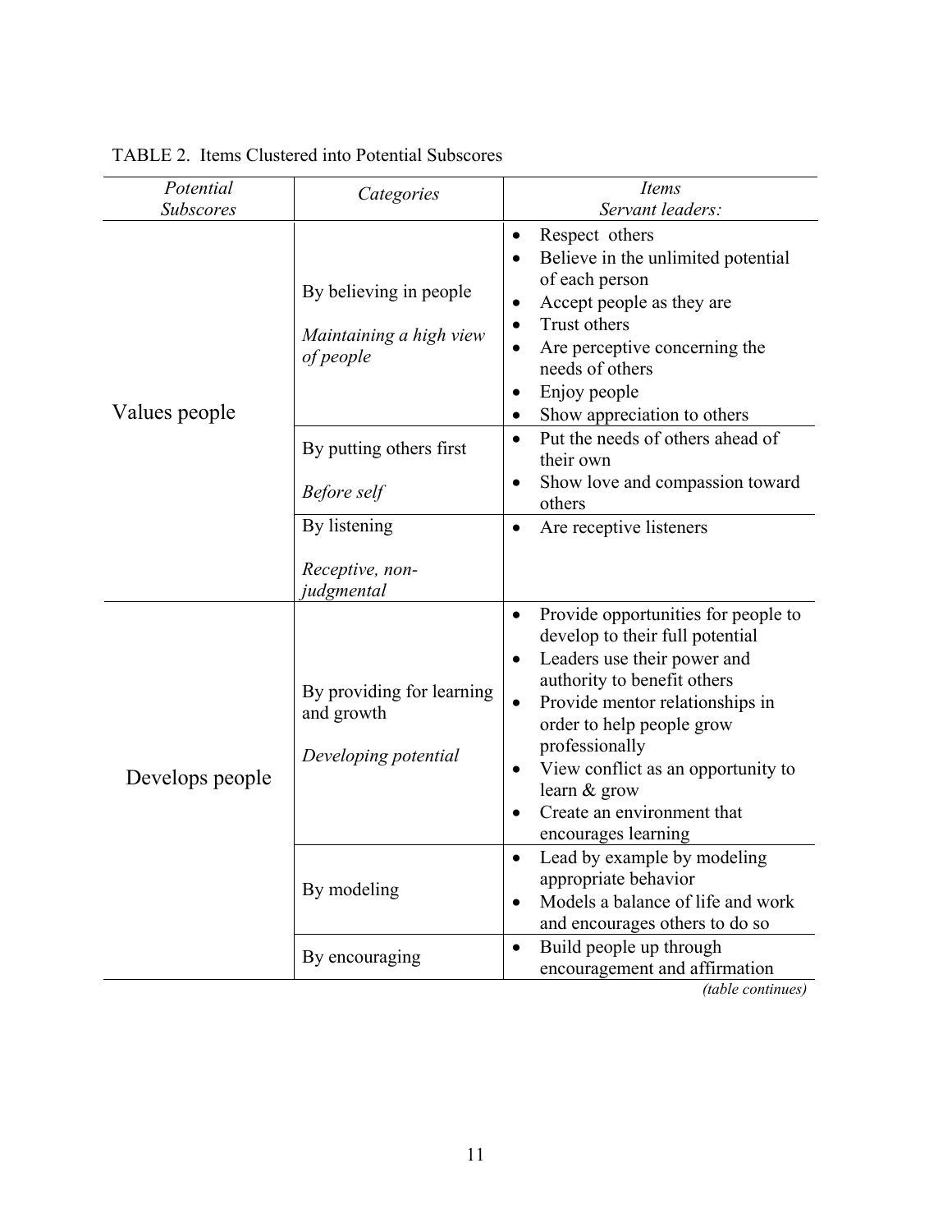TABLE 2. Items Clustered into Potential Subscores

| *Potential Subscores* | *Categories* | *Items* *Servant leaders:* |
|---|---|---|
| Values people | By believing in people *Maintaining a high view of people* | • Respect others • Believe in the unlimited potential of each person • Accept people as they are • Trust others • Are perceptive concerning the needs of others • Enjoy people • Show appreciation to others |
| | By putting others first *Before self* | • Put the needs of others ahead of their own • Show love and compassion toward others |
| | By listening *Receptive, non-judgmental* | • Are receptive listeners |
| Develops people | By providing for learning and growth *Developing potential* | • Provide opportunities for people to develop to their full potential • Leaders use their power and authority to benefit others • Provide mentor relationships in order to help people grow professionally • View conflict as an opportunity to learn & grow • Create an environment that encourages learning |
| | By modeling | • Lead by example by modeling appropriate behavior • Models a balance of life and work and encourages others to do so |
| | By encouraging | • Build people up through encouragement and affirmation |

*(table continues)*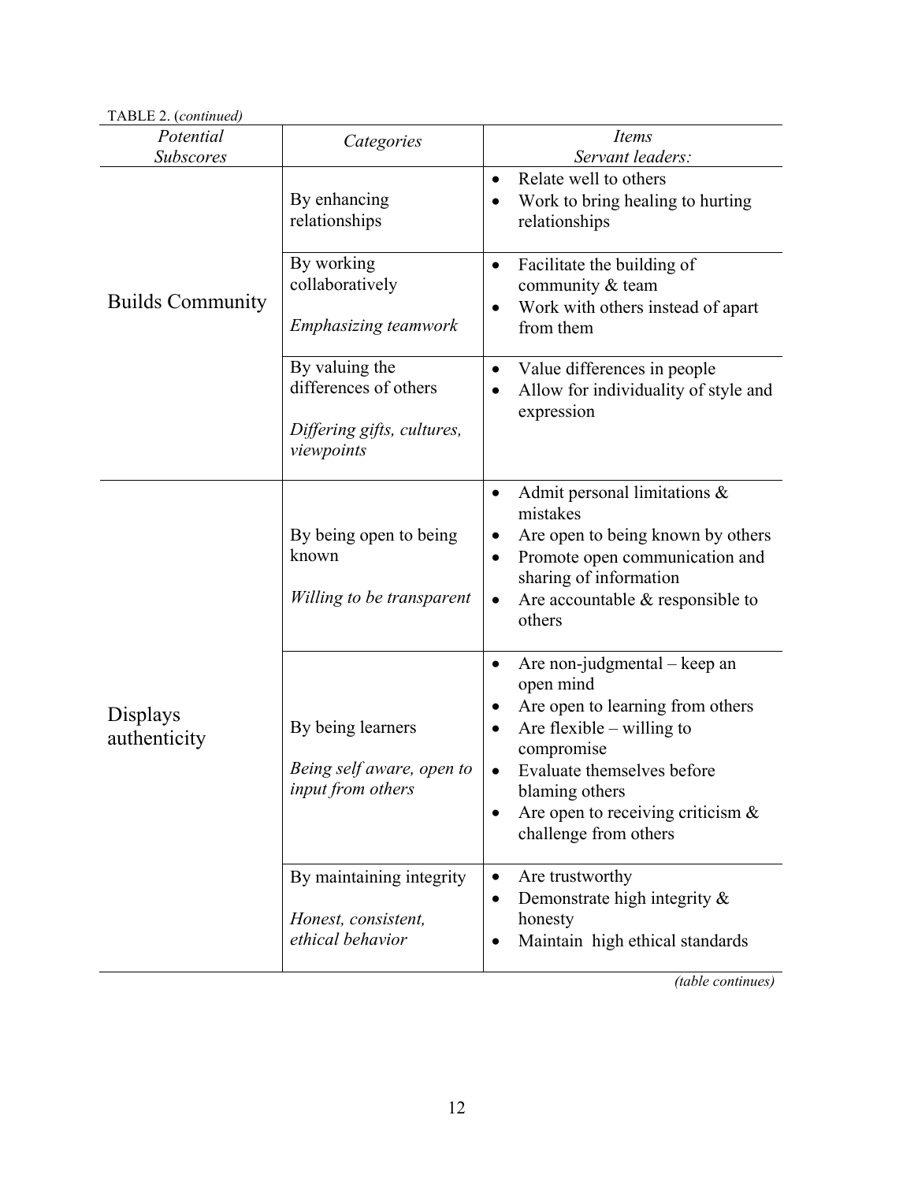TABLE 2. (*continued*)

| *Potential Subscores* | *Categories* | *Items* *Servant leaders:* |
|---|---|---|
| Builds Community | By enhancing relationships | • Relate well to others<br>• Work to bring healing to hurting relationships |
| | By working collaboratively<br><br>*Emphasizing teamwork* | • Facilitate the building of community & team<br>• Work with others instead of apart from them |
| | By valuing the differences of others<br><br>*Differing gifts, cultures, viewpoints* | • Value differences in people<br>• Allow for individuality of style and expression |
| Displays authenticity | By being open to being known<br><br>*Willing to be transparent* | • Admit personal limitations & mistakes<br>• Are open to being known by others<br>• Promote open communication and sharing of information<br>• Are accountable & responsible to others |
| | By being learners<br><br>*Being self aware, open to input from others* | • Are non-judgmental – keep an open mind<br>• Are open to learning from others<br>• Are flexible – willing to compromise<br>• Evaluate themselves before blaming others<br>• Are open to receiving criticism & challenge from others |
| | By maintaining integrity<br><br>*Honest, consistent, ethical behavior* | • Are trustworthy<br>• Demonstrate high integrity & honesty<br>• Maintain high ethical standards |

*(table continues)*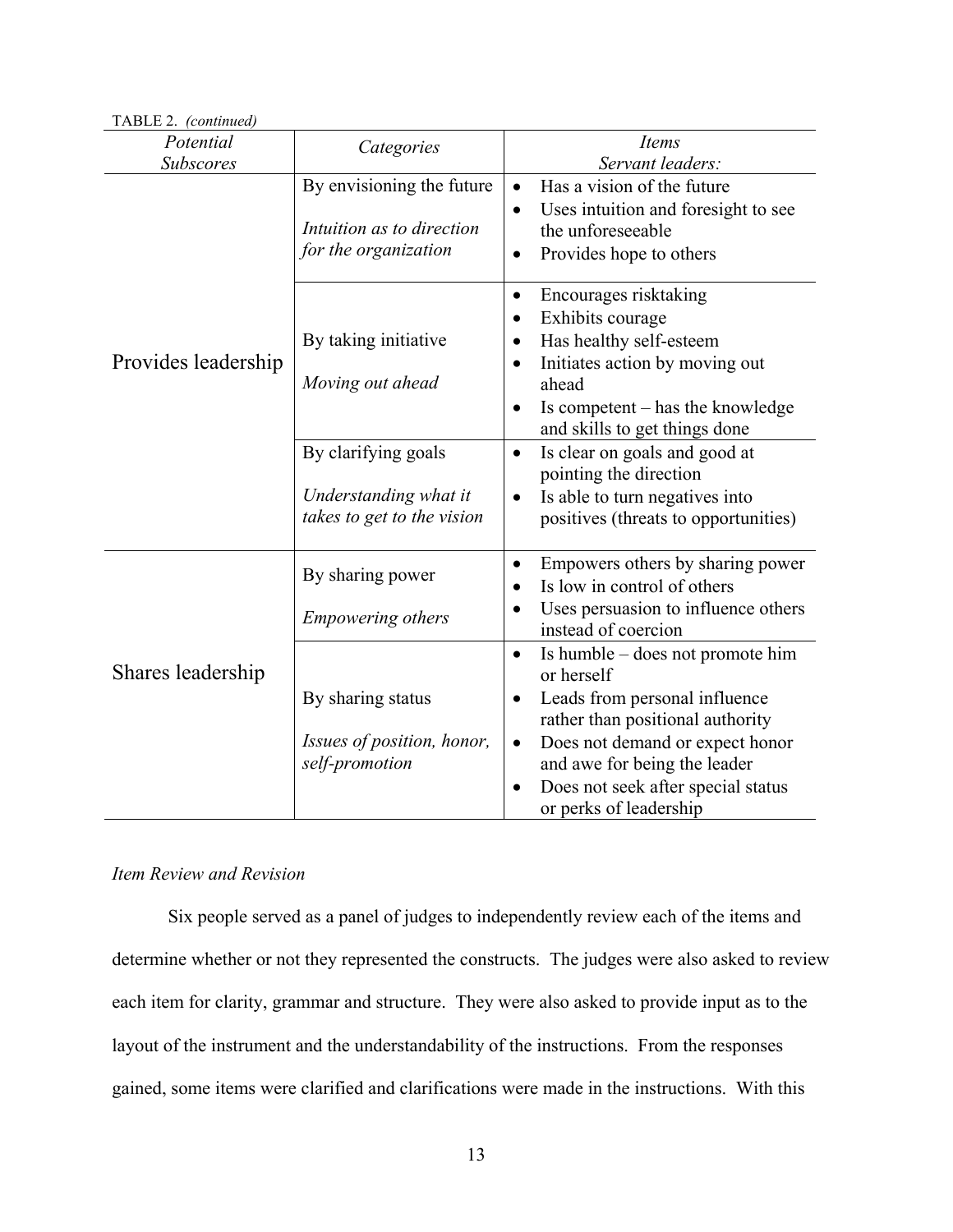TABLE 2. *(continued)*

| *Potential Subscores* | *Categories* | *Items* *Servant leaders:* |
|---|---|---|
| Provides leadership | By envisioning the future<br><br>*Intuition as to direction for the organization* | • Has a vision of the future<br>• Uses intuition and foresight to see the unforeseeable<br>• Provides hope to others |
| | By taking initiative<br><br>*Moving out ahead* | • Encourages risktaking<br>• Exhibits courage<br>• Has healthy self-esteem<br>• Initiates action by moving out ahead<br>• Is competent – has the knowledge and skills to get things done |
| | By clarifying goals<br><br>*Understanding what it takes to get to the vision* | • Is clear on goals and good at pointing the direction<br>• Is able to turn negatives into positives (threats to opportunities) |
| Shares leadership | By sharing power<br><br>*Empowering others* | • Empowers others by sharing power<br>• Is low in control of others<br>• Uses persuasion to influence others instead of coercion |
| | By sharing status<br><br>*Issues of position, honor, self-promotion* | • Is humble – does not promote him or herself<br>• Leads from personal influence rather than positional authority<br>• Does not demand or expect honor and awe for being the leader<br>• Does not seek after special status or perks of leadership |

*Item Review and Revision*

Six people served as a panel of judges to independently review each of the items and determine whether or not they represented the constructs. The judges were also asked to review each item for clarity, grammar and structure. They were also asked to provide input as to the layout of the instrument and the understandability of the instructions. From the responses gained, some items were clarified and clarifications were made in the instructions. With this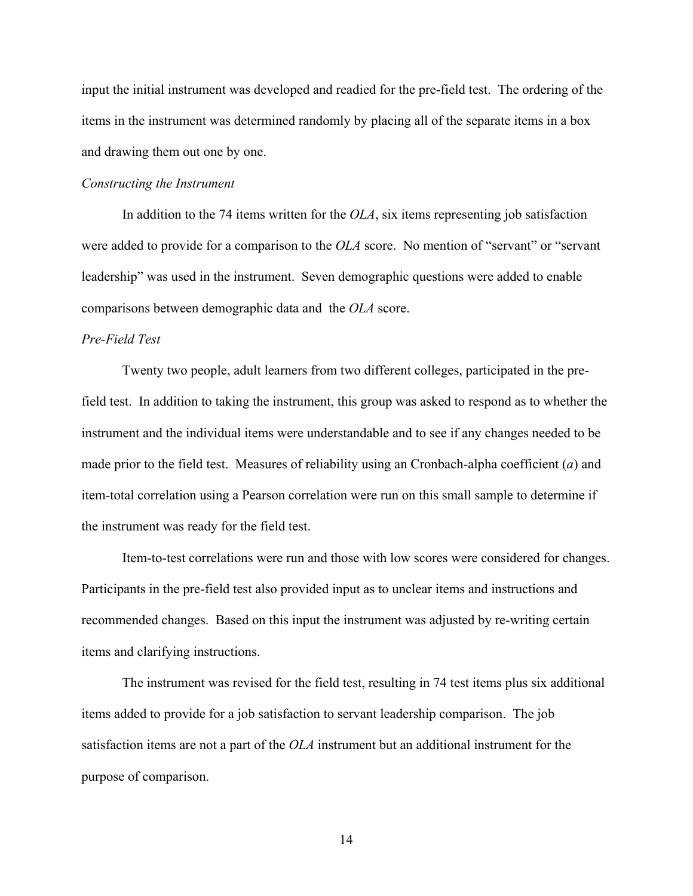input the initial instrument was developed and readied for the pre-field test. The ordering of the items in the instrument was determined randomly by placing all of the separate items in a box and drawing them out one by one.

*Constructing the Instrument*

In addition to the 74 items written for the *OLA*, six items representing job satisfaction were added to provide for a comparison to the *OLA* score. No mention of "servant" or "servant leadership" was used in the instrument. Seven demographic questions were added to enable comparisons between demographic data and the *OLA* score.

*Pre-Field Test*

Twenty two people, adult learners from two different colleges, participated in the pre-field test. In addition to taking the instrument, this group was asked to respond as to whether the instrument and the individual items were understandable and to see if any changes needed to be made prior to the field test. Measures of reliability using an Cronbach-alpha coefficient (*a*) and item-total correlation using a Pearson correlation were run on this small sample to determine if the instrument was ready for the field test.

Item-to-test correlations were run and those with low scores were considered for changes. Participants in the pre-field test also provided input as to unclear items and instructions and recommended changes. Based on this input the instrument was adjusted by re-writing certain items and clarifying instructions.

The instrument was revised for the field test, resulting in 74 test items plus six additional items added to provide for a job satisfaction to servant leadership comparison. The job satisfaction items are not a part of the *OLA* instrument but an additional instrument for the purpose of comparison.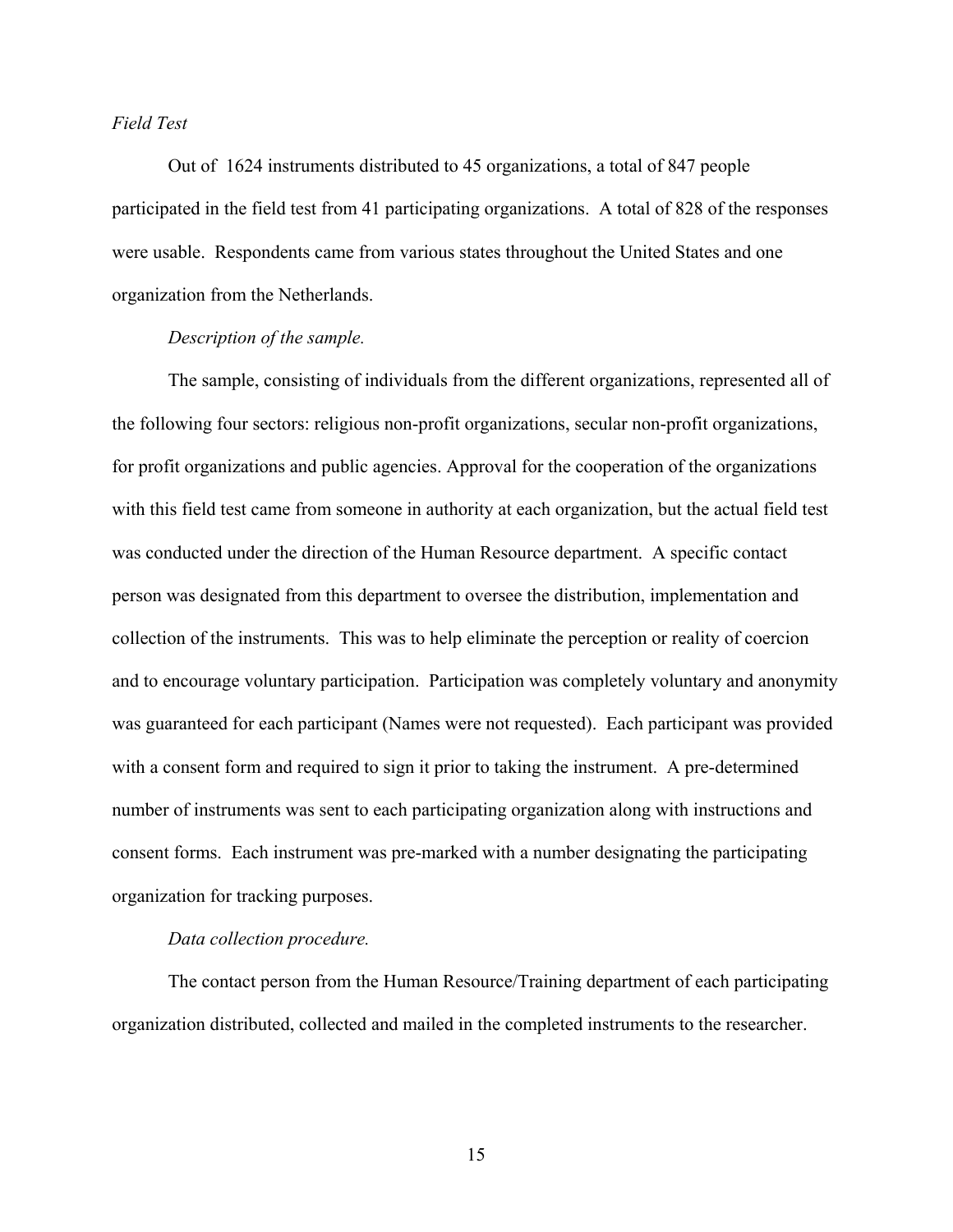*Field Test*

Out of 1624 instruments distributed to 45 organizations, a total of 847 people participated in the field test from 41 participating organizations. A total of 828 of the responses were usable. Respondents came from various states throughout the United States and one organization from the Netherlands.

*Description of the sample.*

The sample, consisting of individuals from the different organizations, represented all of the following four sectors: religious non-profit organizations, secular non-profit organizations, for profit organizations and public agencies. Approval for the cooperation of the organizations with this field test came from someone in authority at each organization, but the actual field test was conducted under the direction of the Human Resource department. A specific contact person was designated from this department to oversee the distribution, implementation and collection of the instruments. This was to help eliminate the perception or reality of coercion and to encourage voluntary participation. Participation was completely voluntary and anonymity was guaranteed for each participant (Names were not requested). Each participant was provided with a consent form and required to sign it prior to taking the instrument. A pre-determined number of instruments was sent to each participating organization along with instructions and consent forms. Each instrument was pre-marked with a number designating the participating organization for tracking purposes.

*Data collection procedure.*

The contact person from the Human Resource/Training department of each participating organization distributed, collected and mailed in the completed instruments to the researcher.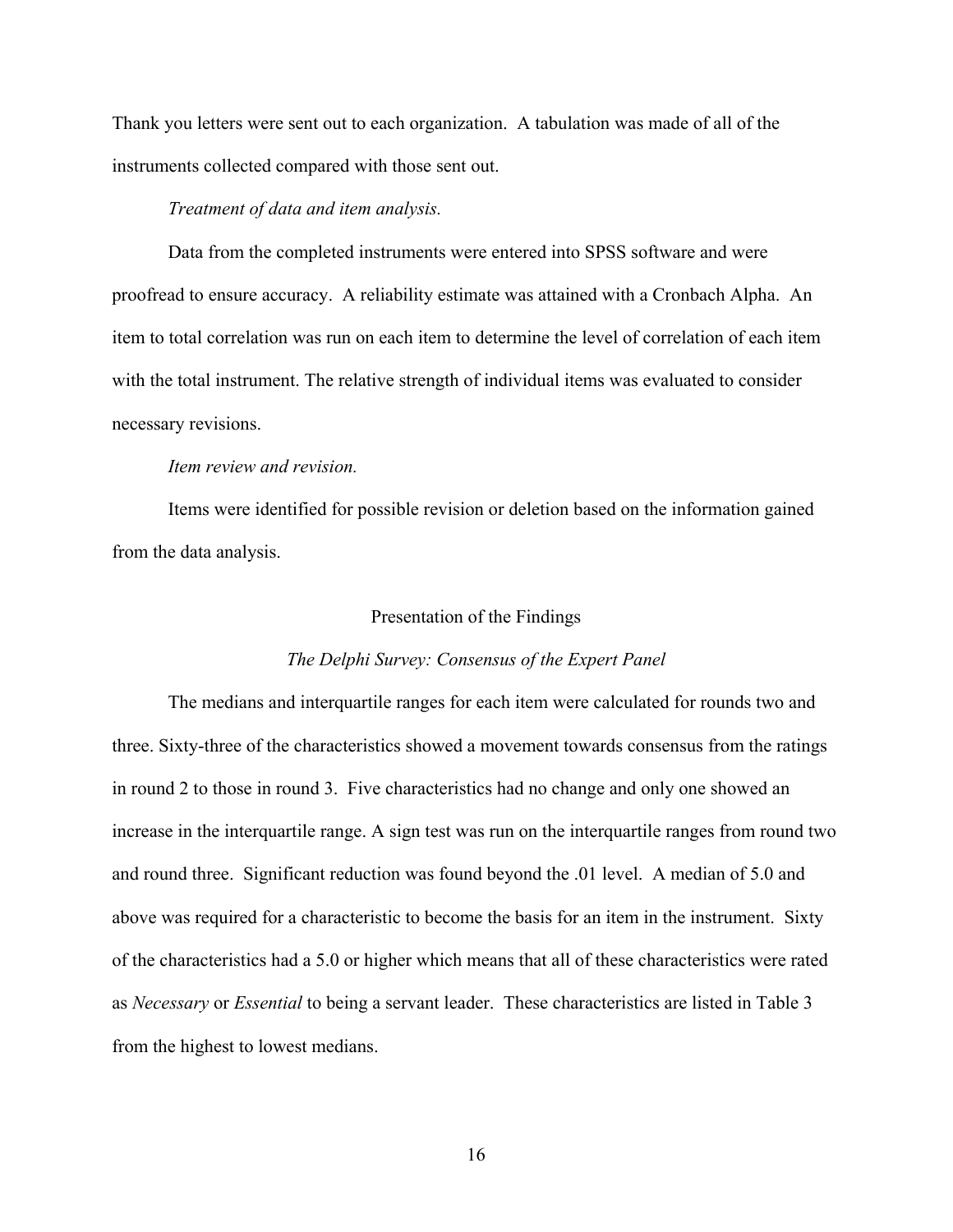Thank you letters were sent out to each organization. A tabulation was made of all of the instruments collected compared with those sent out.

*Treatment of data and item analysis.*

Data from the completed instruments were entered into SPSS software and were proofread to ensure accuracy. A reliability estimate was attained with a Cronbach Alpha. An item to total correlation was run on each item to determine the level of correlation of each item with the total instrument. The relative strength of individual items was evaluated to consider necessary revisions.

*Item review and revision.*

Items were identified for possible revision or deletion based on the information gained from the data analysis.

## Presentation of the Findings

### *The Delphi Survey: Consensus of the Expert Panel*

The medians and interquartile ranges for each item were calculated for rounds two and three. Sixty-three of the characteristics showed a movement towards consensus from the ratings in round 2 to those in round 3. Five characteristics had no change and only one showed an increase in the interquartile range. A sign test was run on the interquartile ranges from round two and round three. Significant reduction was found beyond the .01 level. A median of 5.0 and above was required for a characteristic to become the basis for an item in the instrument. Sixty of the characteristics had a 5.0 or higher which means that all of these characteristics were rated as *Necessary* or *Essential* to being a servant leader. These characteristics are listed in Table 3 from the highest to lowest medians.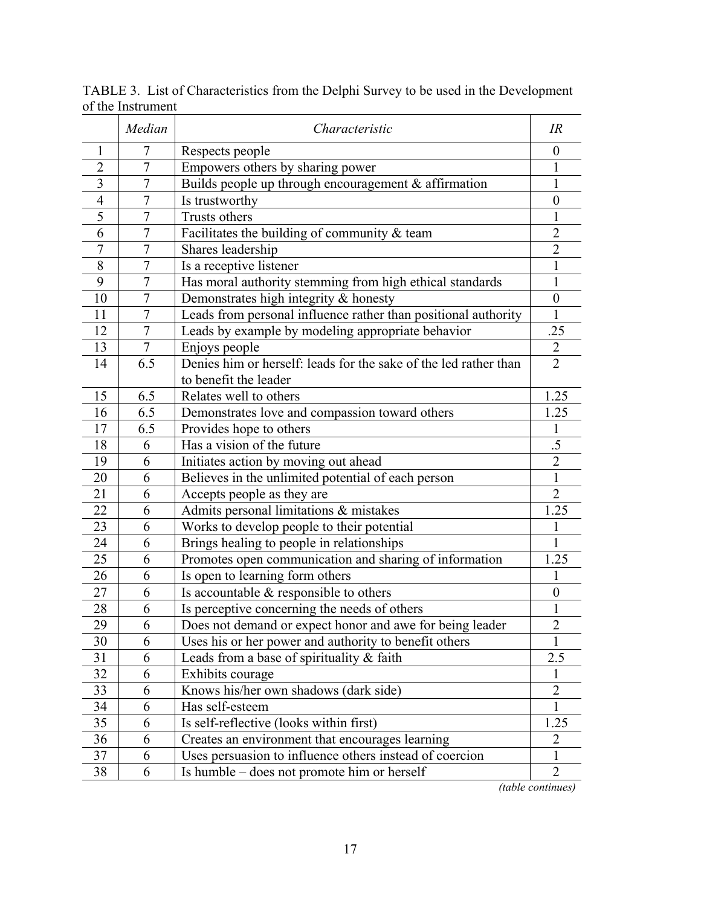TABLE 3. List of Characteristics from the Delphi Survey to be used in the Development of the Instrument

| | *Median* | *Characteristic* | *IR* |
|---|---|---|---|
| 1 | 7 | Respects people | 0 |
| 2 | 7 | Empowers others by sharing power | 1 |
| 3 | 7 | Builds people up through encouragement & affirmation | 1 |
| 4 | 7 | Is trustworthy | 0 |
| 5 | 7 | Trusts others | 1 |
| 6 | 7 | Facilitates the building of community & team | 2 |
| 7 | 7 | Shares leadership | 2 |
| 8 | 7 | Is a receptive listener | 1 |
| 9 | 7 | Has moral authority stemming from high ethical standards | 1 |
| 10 | 7 | Demonstrates high integrity & honesty | 0 |
| 11 | 7 | Leads from personal influence rather than positional authority | 1 |
| 12 | 7 | Leads by example by modeling appropriate behavior | .25 |
| 13 | 7 | Enjoys people | 2 |
| 14 | 6.5 | Denies him or herself: leads for the sake of the led rather than to benefit the leader | 2 |
| 15 | 6.5 | Relates well to others | 1.25 |
| 16 | 6.5 | Demonstrates love and compassion toward others | 1.25 |
| 17 | 6.5 | Provides hope to others | 1 |
| 18 | 6 | Has a vision of the future | .5 |
| 19 | 6 | Initiates action by moving out ahead | 2 |
| 20 | 6 | Believes in the unlimited potential of each person | 1 |
| 21 | 6 | Accepts people as they are | 2 |
| 22 | 6 | Admits personal limitations & mistakes | 1.25 |
| 23 | 6 | Works to develop people to their potential | 1 |
| 24 | 6 | Brings healing to people in relationships | 1 |
| 25 | 6 | Promotes open communication and sharing of information | 1.25 |
| 26 | 6 | Is open to learning form others | 1 |
| 27 | 6 | Is accountable & responsible to others | 0 |
| 28 | 6 | Is perceptive concerning the needs of others | 1 |
| 29 | 6 | Does not demand or expect honor and awe for being leader | 2 |
| 30 | 6 | Uses his or her power and authority to benefit others | 1 |
| 31 | 6 | Leads from a base of spirituality & faith | 2.5 |
| 32 | 6 | Exhibits courage | 1 |
| 33 | 6 | Knows his/her own shadows (dark side) | 2 |
| 34 | 6 | Has self-esteem | 1 |
| 35 | 6 | Is self-reflective (looks within first) | 1.25 |
| 36 | 6 | Creates an environment that encourages learning | 2 |
| 37 | 6 | Uses persuasion to influence others instead of coercion | 1 |
| 38 | 6 | Is humble – does not promote him or herself | 2 |

*(table continues)*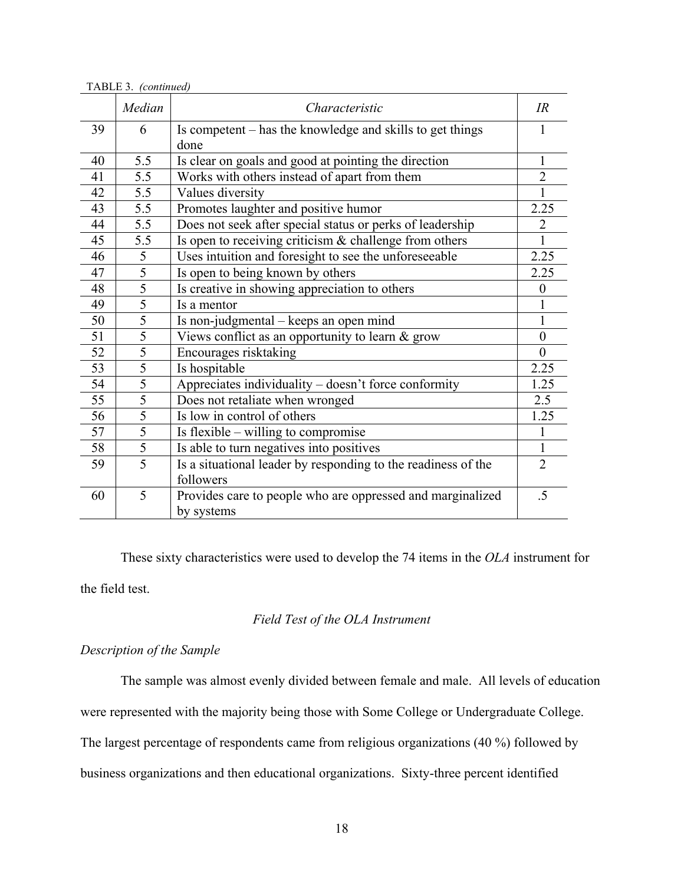TABLE 3. *(continued)*

| | *Median* | *Characteristic* | *IR* |
|---|---|---|---|
| 39 | 6 | Is competent – has the knowledge and skills to get things done | 1 |
| 40 | 5.5 | Is clear on goals and good at pointing the direction | 1 |
| 41 | 5.5 | Works with others instead of apart from them | 2 |
| 42 | 5.5 | Values diversity | 1 |
| 43 | 5.5 | Promotes laughter and positive humor | 2.25 |
| 44 | 5.5 | Does not seek after special status or perks of leadership | 2 |
| 45 | 5.5 | Is open to receiving criticism & challenge from others | 1 |
| 46 | 5 | Uses intuition and foresight to see the unforeseeable | 2.25 |
| 47 | 5 | Is open to being known by others | 2.25 |
| 48 | 5 | Is creative in showing appreciation to others | 0 |
| 49 | 5 | Is a mentor | 1 |
| 50 | 5 | Is non-judgmental – keeps an open mind | 1 |
| 51 | 5 | Views conflict as an opportunity to learn & grow | 0 |
| 52 | 5 | Encourages risktaking | 0 |
| 53 | 5 | Is hospitable | 2.25 |
| 54 | 5 | Appreciates individuality – doesn't force conformity | 1.25 |
| 55 | 5 | Does not retaliate when wronged | 2.5 |
| 56 | 5 | Is low in control of others | 1.25 |
| 57 | 5 | Is flexible – willing to compromise | 1 |
| 58 | 5 | Is able to turn negatives into positives | 1 |
| 59 | 5 | Is a situational leader by responding to the readiness of the followers | 2 |
| 60 | 5 | Provides care to people who are oppressed and marginalized by systems | .5 |

These sixty characteristics were used to develop the 74 items in the *OLA* instrument for the field test.

## *Field Test of the OLA Instrument*

### *Description of the Sample*

The sample was almost evenly divided between female and male. All levels of education were represented with the majority being those with Some College or Undergraduate College. The largest percentage of respondents came from religious organizations (40 %) followed by business organizations and then educational organizations. Sixty-three percent identified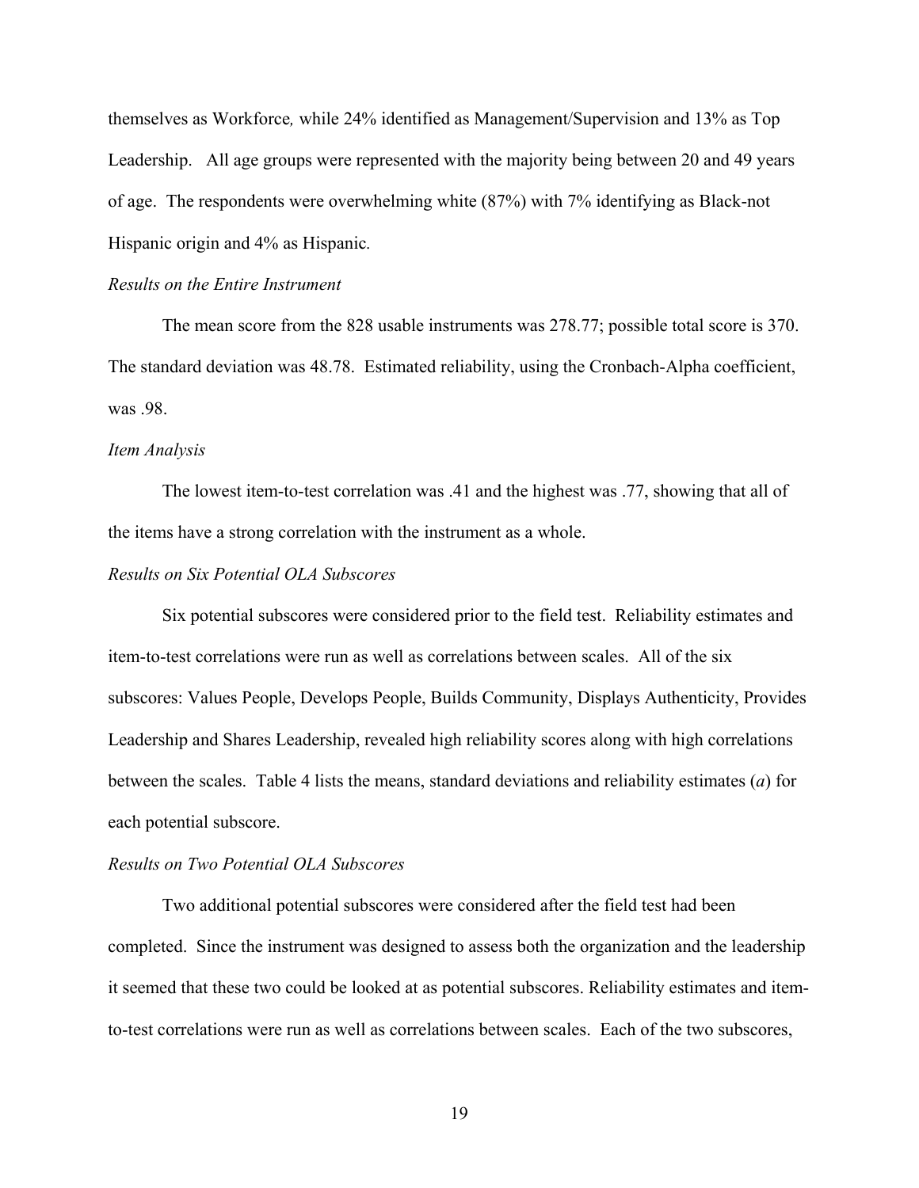themselves as Workforce*,* while 24% identified as Management/Supervision and 13% as Top Leadership. All age groups were represented with the majority being between 20 and 49 years of age. The respondents were overwhelming white (87%) with 7% identifying as Black-not Hispanic origin and 4% as Hispanic.

*Results on the Entire Instrument*

The mean score from the 828 usable instruments was 278.77; possible total score is 370. The standard deviation was 48.78. Estimated reliability, using the Cronbach-Alpha coefficient, was .98.

*Item Analysis*

The lowest item-to-test correlation was .41 and the highest was .77, showing that all of the items have a strong correlation with the instrument as a whole.

*Results on Six Potential OLA Subscores*

Six potential subscores were considered prior to the field test. Reliability estimates and item-to-test correlations were run as well as correlations between scales. All of the six subscores: Values People, Develops People, Builds Community, Displays Authenticity, Provides Leadership and Shares Leadership, revealed high reliability scores along with high correlations between the scales. Table 4 lists the means, standard deviations and reliability estimates (*a*) for each potential subscore.

*Results on Two Potential OLA Subscores*

Two additional potential subscores were considered after the field test had been completed. Since the instrument was designed to assess both the organization and the leadership it seemed that these two could be looked at as potential subscores. Reliability estimates and item-to-test correlations were run as well as correlations between scales. Each of the two subscores,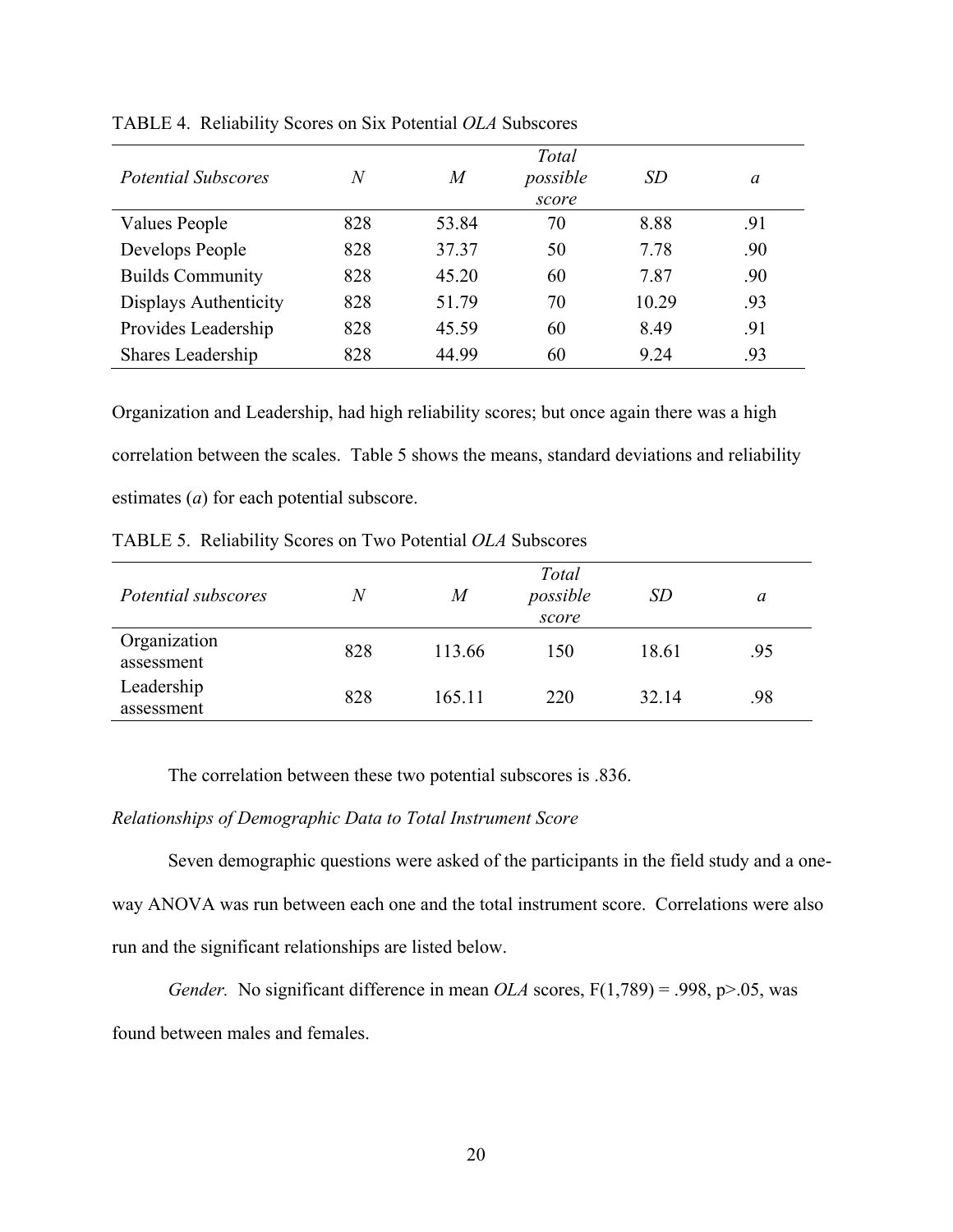TABLE 4. Reliability Scores on Six Potential *OLA* Subscores

| *Potential Subscores* | *N* | *M* | *Total possible score* | *SD* | *a* |
|---|---|---|---|---|---|
| Values People | 828 | 53.84 | 70 | 8.88 | .91 |
| Develops People | 828 | 37.37 | 50 | 7.78 | .90 |
| Builds Community | 828 | 45.20 | 60 | 7.87 | .90 |
| Displays Authenticity | 828 | 51.79 | 70 | 10.29 | .93 |
| Provides Leadership | 828 | 45.59 | 60 | 8.49 | .91 |
| Shares Leadership | 828 | 44.99 | 60 | 9.24 | .93 |

Organization and Leadership, had high reliability scores; but once again there was a high correlation between the scales. Table 5 shows the means, standard deviations and reliability estimates (*a*) for each potential subscore.

TABLE 5. Reliability Scores on Two Potential *OLA* Subscores

| *Potential subscores* | *N* | *M* | *Total possible score* | *SD* | *a* |
|---|---|---|---|---|---|
| Organization assessment | 828 | 113.66 | 150 | 18.61 | .95 |
| Leadership assessment | 828 | 165.11 | 220 | 32.14 | .98 |

The correlation between these two potential subscores is .836.

*Relationships of Demographic Data to Total Instrument Score*

Seven demographic questions were asked of the participants in the field study and a one-way ANOVA was run between each one and the total instrument score. Correlations were also run and the significant relationships are listed below.

*Gender.* No significant difference in mean *OLA* scores, $F(1,789) = .998$, $p>.05$, was found between males and females.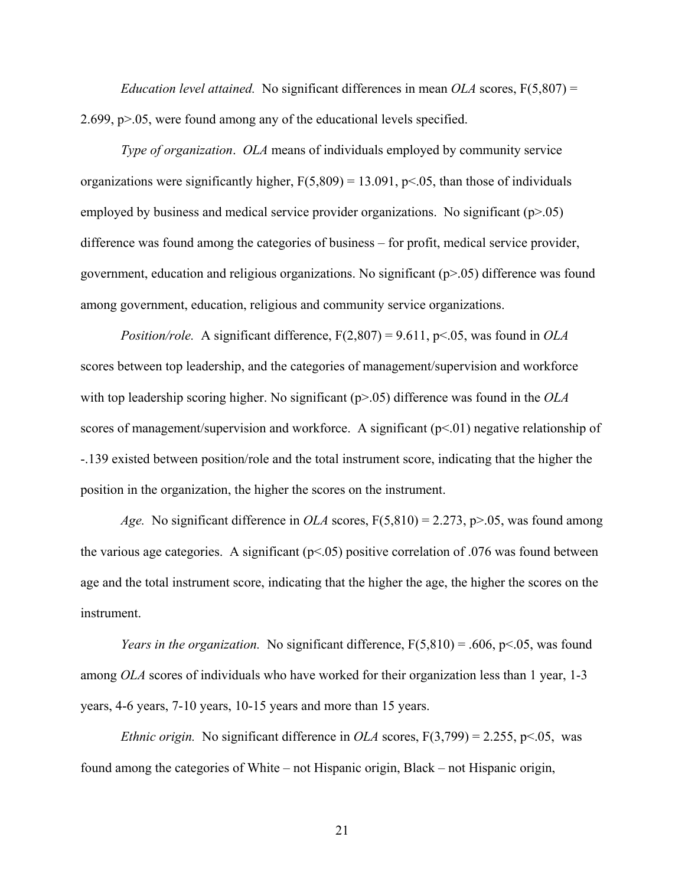*Education level attained.* No significant differences in mean *OLA* scores, $F(5,807) = 2.699$, $p>.05$, were found among any of the educational levels specified.

*Type of organization*. *OLA* means of individuals employed by community service organizations were significantly higher, $F(5,809) = 13.091$, $p<.05$, than those of individuals employed by business and medical service provider organizations. No significant ($p>.05$) difference was found among the categories of business – for profit, medical service provider, government, education and religious organizations. No significant ($p>.05$) difference was found among government, education, religious and community service organizations.

*Position/role.* A significant difference, $F(2,807) = 9.611$, $p<.05$, was found in *OLA* scores between top leadership, and the categories of management/supervision and workforce with top leadership scoring higher. No significant ($p>.05$) difference was found in the *OLA* scores of management/supervision and workforce. A significant ($p<.01$) negative relationship of -.139 existed between position/role and the total instrument score, indicating that the higher the position in the organization, the higher the scores on the instrument.

*Age.* No significant difference in *OLA* scores, $F(5,810) = 2.273$, $p>.05$, was found among the various age categories. A significant ($p<.05$) positive correlation of .076 was found between age and the total instrument score, indicating that the higher the age, the higher the scores on the instrument.

*Years in the organization.* No significant difference, $F(5,810) = .606$, $p<.05$, was found among *OLA* scores of individuals who have worked for their organization less than 1 year, 1-3 years, 4-6 years, 7-10 years, 10-15 years and more than 15 years.

*Ethnic origin.* No significant difference in *OLA* scores, $F(3,799) = 2.255$, $p<.05$, was found among the categories of White – not Hispanic origin, Black – not Hispanic origin,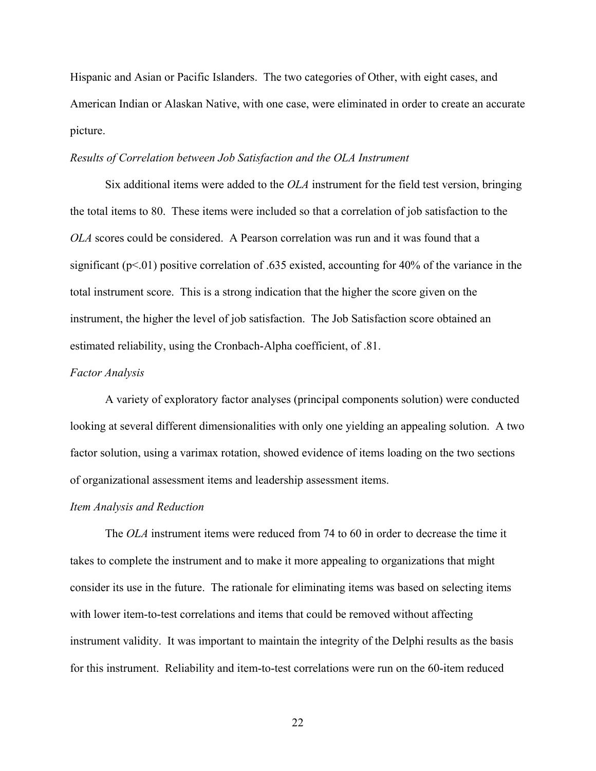Hispanic and Asian or Pacific Islanders. The two categories of Other, with eight cases, and American Indian or Alaskan Native, with one case, were eliminated in order to create an accurate picture.

*Results of Correlation between Job Satisfaction and the OLA Instrument*

Six additional items were added to the *OLA* instrument for the field test version, bringing the total items to 80. These items were included so that a correlation of job satisfaction to the *OLA* scores could be considered. A Pearson correlation was run and it was found that a significant ($p<.01$) positive correlation of .635 existed, accounting for 40% of the variance in the total instrument score. This is a strong indication that the higher the score given on the instrument, the higher the level of job satisfaction. The Job Satisfaction score obtained an estimated reliability, using the Cronbach-Alpha coefficient, of .81.

*Factor Analysis*

A variety of exploratory factor analyses (principal components solution) were conducted looking at several different dimensionalities with only one yielding an appealing solution. A two factor solution, using a varimax rotation, showed evidence of items loading on the two sections of organizational assessment items and leadership assessment items.

*Item Analysis and Reduction*

The *OLA* instrument items were reduced from 74 to 60 in order to decrease the time it takes to complete the instrument and to make it more appealing to organizations that might consider its use in the future. The rationale for eliminating items was based on selecting items with lower item-to-test correlations and items that could be removed without affecting instrument validity. It was important to maintain the integrity of the Delphi results as the basis for this instrument. Reliability and item-to-test correlations were run on the 60-item reduced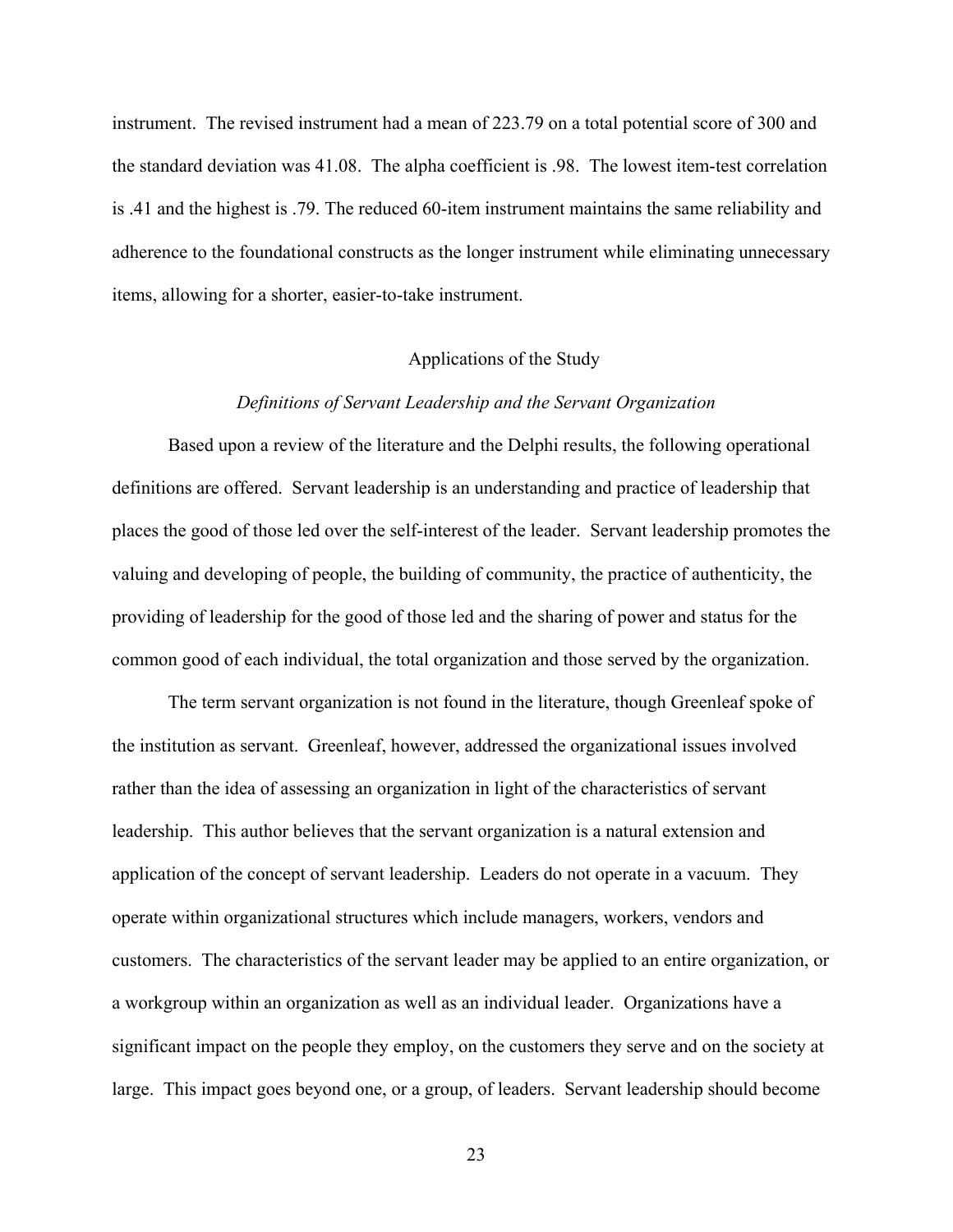instrument. The revised instrument had a mean of 223.79 on a total potential score of 300 and the standard deviation was 41.08. The alpha coefficient is .98. The lowest item-test correlation is .41 and the highest is .79. The reduced 60-item instrument maintains the same reliability and adherence to the foundational constructs as the longer instrument while eliminating unnecessary items, allowing for a shorter, easier-to-take instrument.

## Applications of the Study

### *Definitions of Servant Leadership and the Servant Organization*

Based upon a review of the literature and the Delphi results, the following operational definitions are offered. Servant leadership is an understanding and practice of leadership that places the good of those led over the self-interest of the leader. Servant leadership promotes the valuing and developing of people, the building of community, the practice of authenticity, the providing of leadership for the good of those led and the sharing of power and status for the common good of each individual, the total organization and those served by the organization.

The term servant organization is not found in the literature, though Greenleaf spoke of the institution as servant. Greenleaf, however, addressed the organizational issues involved rather than the idea of assessing an organization in light of the characteristics of servant leadership. This author believes that the servant organization is a natural extension and application of the concept of servant leadership. Leaders do not operate in a vacuum. They operate within organizational structures which include managers, workers, vendors and customers. The characteristics of the servant leader may be applied to an entire organization, or a workgroup within an organization as well as an individual leader. Organizations have a significant impact on the people they employ, on the customers they serve and on the society at large. This impact goes beyond one, or a group, of leaders. Servant leadership should become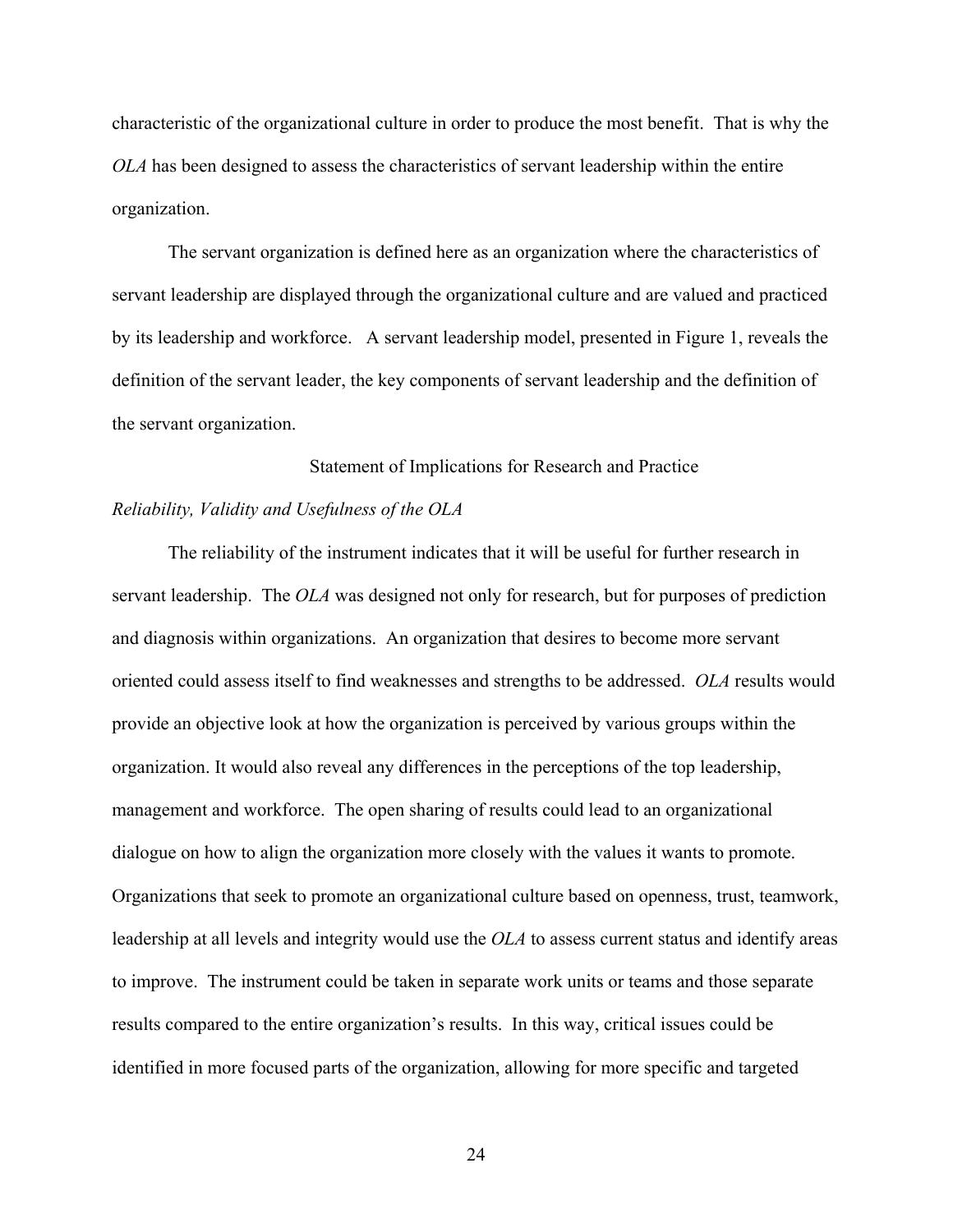characteristic of the organizational culture in order to produce the most benefit. That is why the *OLA* has been designed to assess the characteristics of servant leadership within the entire organization.

The servant organization is defined here as an organization where the characteristics of servant leadership are displayed through the organizational culture and are valued and practiced by its leadership and workforce. A servant leadership model, presented in Figure 1, reveals the definition of the servant leader, the key components of servant leadership and the definition of the servant organization.

## Statement of Implications for Research and Practice

### *Reliability, Validity and Usefulness of the OLA*

The reliability of the instrument indicates that it will be useful for further research in servant leadership. The *OLA* was designed not only for research, but for purposes of prediction and diagnosis within organizations. An organization that desires to become more servant oriented could assess itself to find weaknesses and strengths to be addressed. *OLA* results would provide an objective look at how the organization is perceived by various groups within the organization. It would also reveal any differences in the perceptions of the top leadership, management and workforce. The open sharing of results could lead to an organizational dialogue on how to align the organization more closely with the values it wants to promote. Organizations that seek to promote an organizational culture based on openness, trust, teamwork, leadership at all levels and integrity would use the *OLA* to assess current status and identify areas to improve. The instrument could be taken in separate work units or teams and those separate results compared to the entire organization's results. In this way, critical issues could be identified in more focused parts of the organization, allowing for more specific and targeted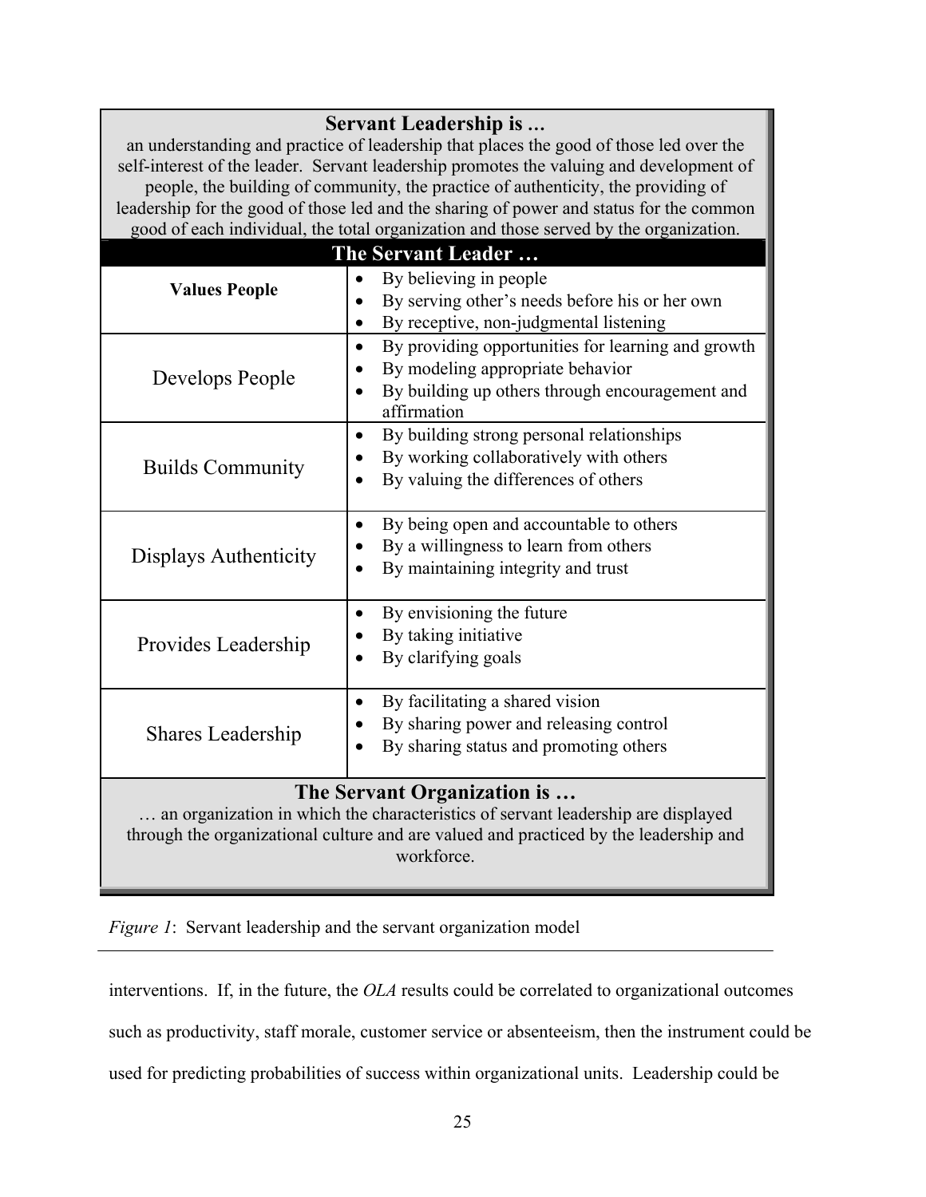| **Servant Leadership is …** an understanding and practice of leadership that places the good of those led over the self-interest of the leader. Servant leadership promotes the valuing and development of people, the building of community, the practice of authenticity, the providing of leadership for the good of those led and the sharing of power and status for the common good of each individual, the total organization and those served by the organization. | |
|---|---|
| **The Servant Leader …** | |
| **Values People** | • By believing in people<br>• By serving other's needs before his or her own<br>• By receptive, non-judgmental listening |
| Develops People | • By providing opportunities for learning and growth<br>• By modeling appropriate behavior<br>• By building up others through encouragement and affirmation |
| Builds Community | • By building strong personal relationships<br>• By working collaboratively with others<br>• By valuing the differences of others |
| Displays Authenticity | • By being open and accountable to others<br>• By a willingness to learn from others<br>• By maintaining integrity and trust |
| Provides Leadership | • By envisioning the future<br>• By taking initiative<br>• By clarifying goals |
| Shares Leadership | • By facilitating a shared vision<br>• By sharing power and releasing control<br>• By sharing status and promoting others |
| **The Servant Organization is …** … an organization in which the characteristics of servant leadership are displayed through the organizational culture and are valued and practiced by the leadership and workforce. | |

*Figure 1*: Servant leadership and the servant organization model

interventions. If, in the future, the *OLA* results could be correlated to organizational outcomes such as productivity, staff morale, customer service or absenteeism, then the instrument could be used for predicting probabilities of success within organizational units. Leadership could be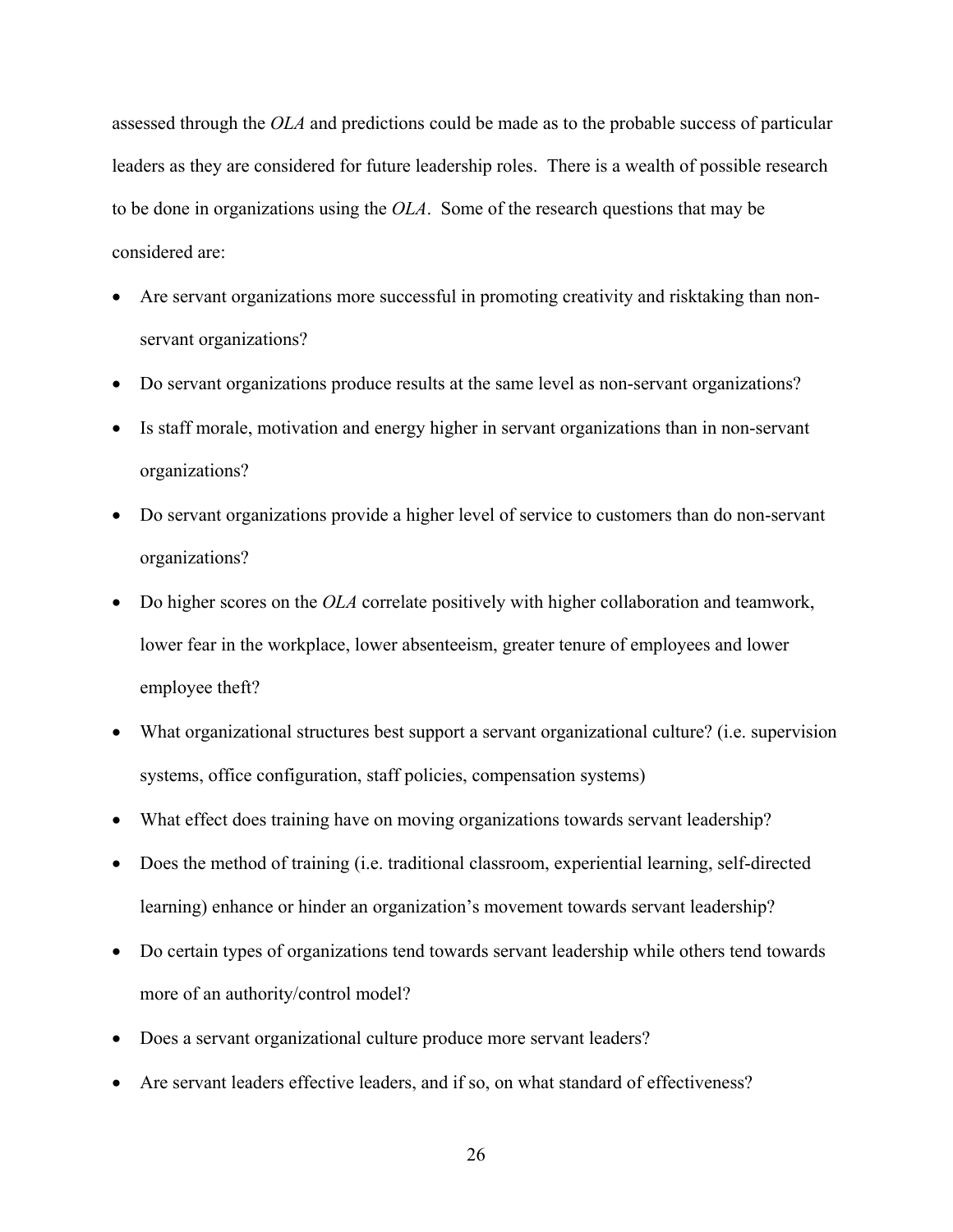assessed through the *OLA* and predictions could be made as to the probable success of particular leaders as they are considered for future leadership roles. There is a wealth of possible research to be done in organizations using the *OLA*. Some of the research questions that may be considered are:

- Are servant organizations more successful in promoting creativity and risktaking than non-servant organizations?
- Do servant organizations produce results at the same level as non-servant organizations?
- Is staff morale, motivation and energy higher in servant organizations than in non-servant organizations?
- Do servant organizations provide a higher level of service to customers than do non-servant organizations?
- Do higher scores on the *OLA* correlate positively with higher collaboration and teamwork, lower fear in the workplace, lower absenteeism, greater tenure of employees and lower employee theft?
- What organizational structures best support a servant organizational culture? (i.e. supervision systems, office configuration, staff policies, compensation systems)
- What effect does training have on moving organizations towards servant leadership?
- Does the method of training (i.e. traditional classroom, experiential learning, self-directed learning) enhance or hinder an organization's movement towards servant leadership?
- Do certain types of organizations tend towards servant leadership while others tend towards more of an authority/control model?
- Does a servant organizational culture produce more servant leaders?
- Are servant leaders effective leaders, and if so, on what standard of effectiveness?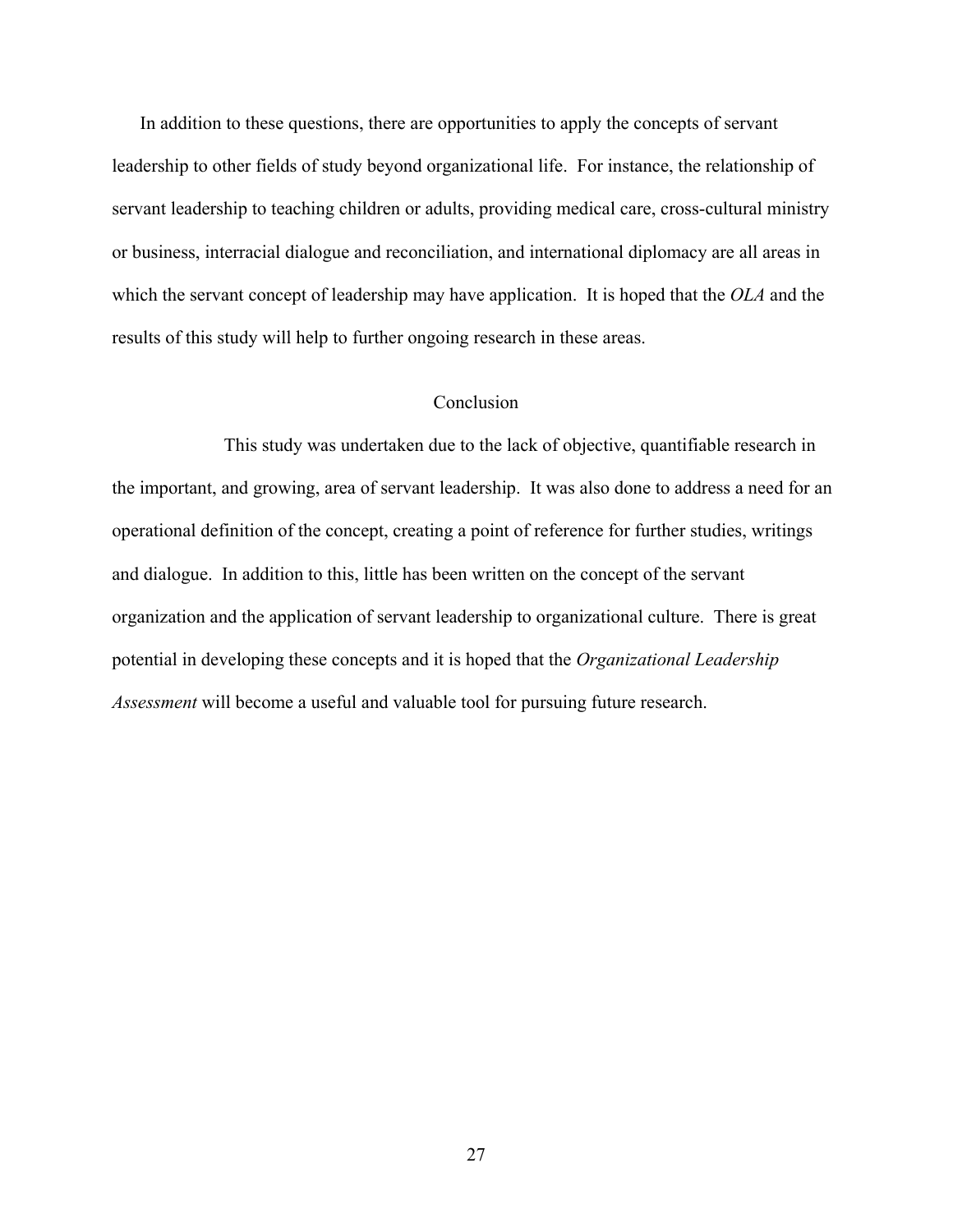In addition to these questions, there are opportunities to apply the concepts of servant leadership to other fields of study beyond organizational life. For instance, the relationship of servant leadership to teaching children or adults, providing medical care, cross-cultural ministry or business, interracial dialogue and reconciliation, and international diplomacy are all areas in which the servant concept of leadership may have application. It is hoped that the *OLA* and the results of this study will help to further ongoing research in these areas.

## Conclusion

This study was undertaken due to the lack of objective, quantifiable research in the important, and growing, area of servant leadership. It was also done to address a need for an operational definition of the concept, creating a point of reference for further studies, writings and dialogue. In addition to this, little has been written on the concept of the servant organization and the application of servant leadership to organizational culture. There is great potential in developing these concepts and it is hoped that the *Organizational Leadership Assessment* will become a useful and valuable tool for pursuing future research.